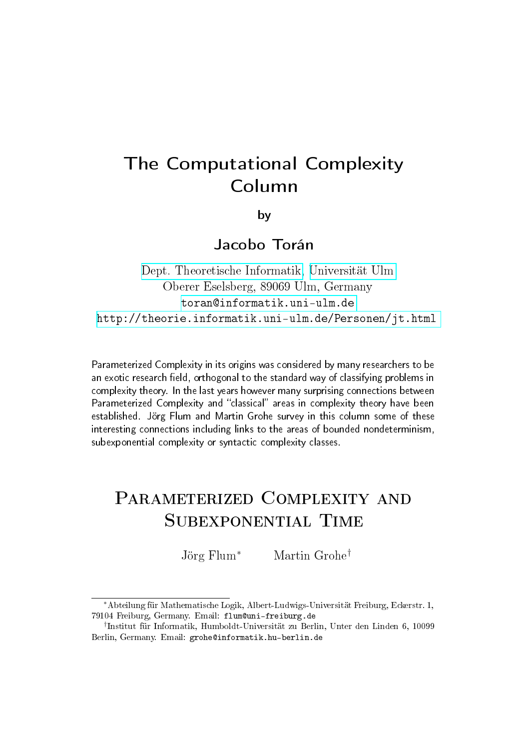# The Computational Complexity Column

by

## Jacobo Torán

Dept. Theoretische Informatik, Universität Ulm
Oberer Eselsberg, 89069 Ulm, Germany
toran@informatik.uni-ulm.de
http://theorie.informatik.uni-ulm.de/Personen/jt.html

Parameterized Complexity in its origins was considered by many researchers to be an exotic research field, orthogonal to the standard way of classifying problems in complexity theory. In the last years however many surprising connections between Parameterized Complexity and "classical" areas in complexity theory have been established. Jörg Flum and Martin Grohe survey in this column some of these interesting connections including links to the areas of bounded nondeterminism, subexponential complexity or syntactic complexity classes.

# Parameterized Complexity and Subexponential Time

Jörg Flum[*] Martin Grohe[†]

[*] Abteilung für Mathematische Logik, Albert-Ludwigs-Universität Freiburg, Eckerstr. 1, 79104 Freiburg, Germany. Email: flum@uni-freiburg.de

[†] Institut für Informatik, Humboldt-Universität zu Berlin, Unter den Linden 6, 10099 Berlin, Germany. Email: grohe@informatik.hu-berlin.de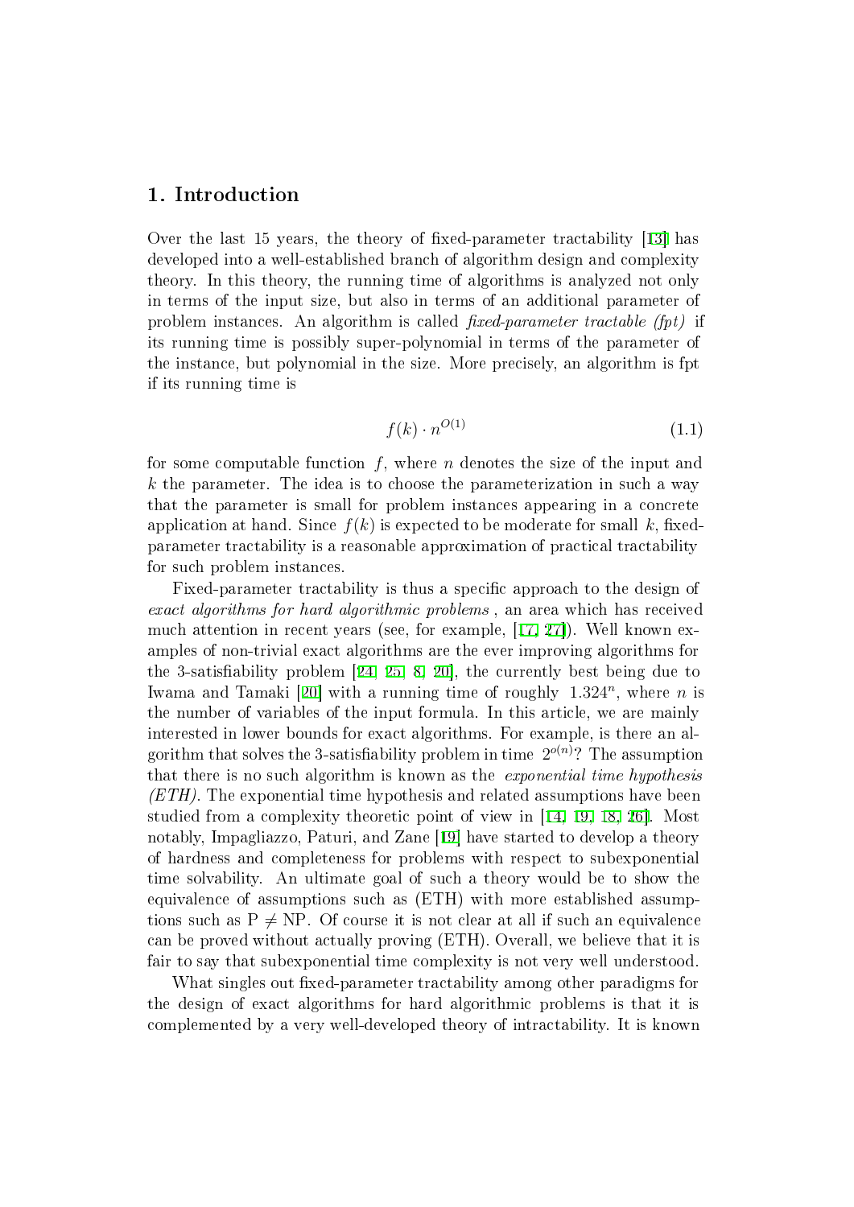## 1. Introduction

Over the last 15 years, the theory of fixed-parameter tractability [13] has developed into a well-established branch of algorithm design and complexity theory. In this theory, the running time of algorithms is analyzed not only in terms of the input size, but also in terms of an additional parameter of problem instances. An algorithm is called *fixed-parameter tractable (fpt)* if its running time is possibly super-polynomial in terms of the parameter of the instance, but polynomial in the size. More precisely, an algorithm is fpt if its running time is

$$f(k) \cdot n^{O(1)} \tag{1.1}$$

for some computable function $f$, where $n$ denotes the size of the input and $k$ the parameter. The idea is to choose the parameterization in such a way that the parameter is small for problem instances appearing in a concrete application at hand. Since $f(k)$ is expected to be moderate for small $k$, fixed-parameter tractability is a reasonable approximation of practical tractability for such problem instances.

Fixed-parameter tractability is thus a specific approach to the design of *exact algorithms for hard algorithmic problems* , an area which has received much attention in recent years (see, for example, [17, 27]). Well known examples of non-trivial exact algorithms are the ever improving algorithms for the 3-satisfiability problem [24, 25, 8, 20], the currently best being due to Iwama and Tamaki [20] with a running time of roughly $1.324^n$, where $n$ is the number of variables of the input formula. In this article, we are mainly interested in lower bounds for exact algorithms. For example, is there an algorithm that solves the 3-satisfiability problem in time $2^{o(n)}$? The assumption that there is no such algorithm is known as the *exponential time hypothesis (ETH)*. The exponential time hypothesis and related assumptions have been studied from a complexity theoretic point of view in [14, 19, 18, 26]. Most notably, Impagliazzo, Paturi, and Zane [19] have started to develop a theory of hardness and completeness for problems with respect to subexponential time solvability. An ultimate goal of such a theory would be to show the equivalence of assumptions such as (ETH) with more established assumptions such as P $\neq$ NP. Of course it is not clear at all if such an equivalence can be proved without actually proving (ETH). Overall, we believe that it is fair to say that subexponential time complexity is not very well understood.

What singles out fixed-parameter tractability among other paradigms for the design of exact algorithms for hard algorithmic problems is that it is complemented by a very well-developed theory of intractability. It is known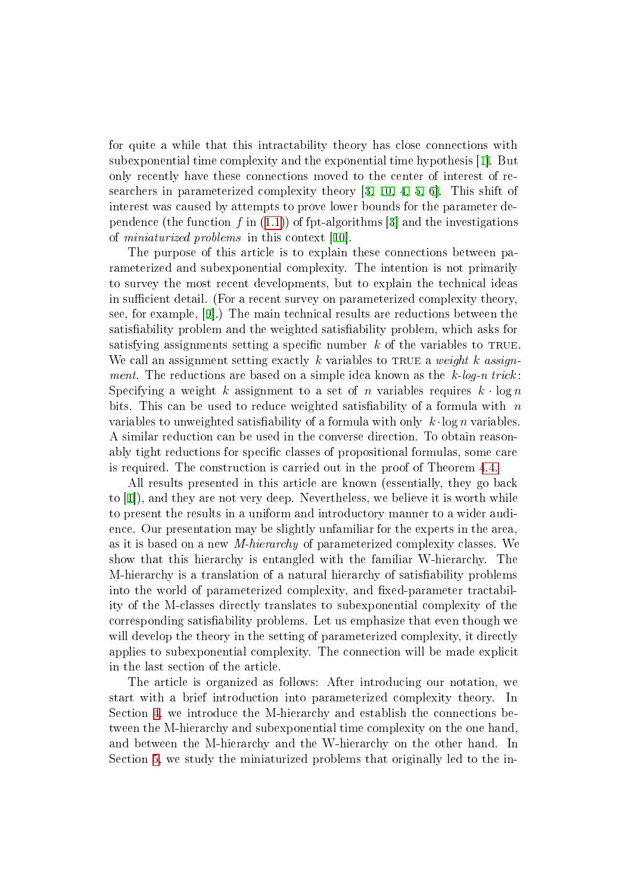for quite a while that this intractability theory has close connections with subexponential time complexity and the exponential time hypothesis [1]. But only recently have these connections moved to the center of interest of researchers in parameterized complexity theory [3, 10, 4, 5, 6]. This shift of interest was caused by attempts to prove lower bounds for the parameter dependence (the function $f$ in (1.1)) of fpt-algorithms [3] and the investigations of *miniaturized problems* in this context [10].

The purpose of this article is to explain these connections between parameterized and subexponential complexity. The intention is not primarily to survey the most recent developments, but to explain the technical ideas in sufficient detail. (For a recent survey on parameterized complexity theory, see, for example, [9].) The main technical results are reductions between the satisfiability problem and the weighted satisfiability problem, which asks for satisfying assignments setting a specific number $k$ of the variables to TRUE. We call an assignment setting exactly $k$ variables to TRUE a *weight $k$ assignment*. The reductions are based on a simple idea known as the *$k$-log-$n$ trick*: Specifying a weight $k$ assignment to a set of $n$ variables requires $k \cdot \log n$ bits. This can be used to reduce weighted satisfiability of a formula with $n$ variables to unweighted satisfiability of a formula with only $k \cdot \log n$ variables. A similar reduction can be used in the converse direction. To obtain reasonably tight reductions for specific classes of propositional formulas, some care is required. The construction is carried out in the proof of Theorem 4.4.

All results presented in this article are known (essentially, they go back to [1]), and they are not very deep. Nevertheless, we believe it is worth while to present the results in a uniform and introductory manner to a wider audience. Our presentation may be slightly unfamiliar for the experts in the area, as it is based on a new *M-hierarchy* of parameterized complexity classes. We show that this hierarchy is entangled with the familiar W-hierarchy. The M-hierarchy is a translation of a natural hierarchy of satisfiability problems into the world of parameterized complexity, and fixed-parameter tractability of the M-classes directly translates to subexponential complexity of the corresponding satisfiability problems. Let us emphasize that even though we will develop the theory in the setting of parameterized complexity, it directly applies to subexponential complexity. The connection will be made explicit in the last section of the article.

The article is organized as follows: After introducing our notation, we start with a brief introduction into parameterized complexity theory. In Section 4, we introduce the M-hierarchy and establish the connections between the M-hierarchy and subexponential time complexity on the one hand, and between the M-hierarchy and the W-hierarchy on the other hand. In Section 5, we study the miniaturized problems that originally led to the in-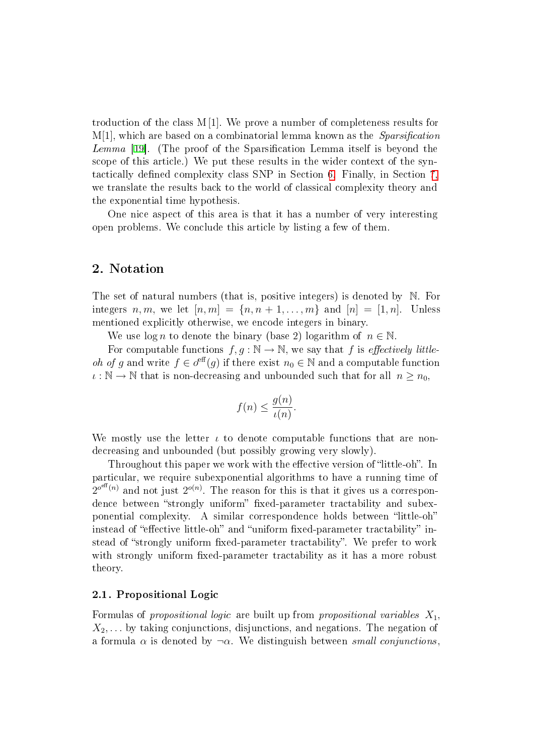troduction of the class M[1]. We prove a number of completeness results for M[1], which are based on a combinatorial lemma known as the *Sparsification Lemma* [19]. (The proof of the Sparsification Lemma itself is beyond the scope of this article.) We put these results in the wider context of the syntactically defined complexity class SNP in Section 6. Finally, in Section 7, we translate the results back to the world of classical complexity theory and the exponential time hypothesis.

One nice aspect of this area is that it has a number of very interesting open problems. We conclude this article by listing a few of them.

## 2. Notation

The set of natural numbers (that is, positive integers) is denoted by $\mathbb{N}$. For integers $n, m$, we let $[n, m] = \{n, n+1, \ldots, m\}$ and $[n] = [1, n]$. Unless mentioned explicitly otherwise, we encode integers in binary.

We use $\log n$ to denote the binary (base 2) logarithm of $n \in \mathbb{N}$.

For computable functions $f, g : \mathbb{N} \to \mathbb{N}$, we say that $f$ is *effectively little-oh of* $g$ and write $f \in o^{\text{eff}}(g)$ if there exist $n_0 \in \mathbb{N}$ and a computable function $\iota : \mathbb{N} \to \mathbb{N}$ that is non-decreasing and unbounded such that for all $n \geq n_0$,

$$f(n) \leq \frac{g(n)}{\iota(n)}.$$

We mostly use the letter $\iota$ to denote computable functions that are non-decreasing and unbounded (but possibly growing very slowly).

Throughout this paper we work with the effective version of "little-oh". In particular, we require subexponential algorithms to have a running time of $2^{o^{\text{eff}}(n)}$ and not just $2^{o(n)}$. The reason for this is that it gives us a correspondence between "strongly uniform" fixed-parameter tractability and subexponential complexity. A similar correspondence holds between "little-oh" instead of "effective little-oh" and "uniform fixed-parameter tractability" instead of "strongly uniform fixed-parameter tractability". We prefer to work with strongly uniform fixed-parameter tractability as it has a more robust theory.

### 2.1. Propositional Logic

Formulas of *propositional logic* are built up from *propositional variables* $X_1$, $X_2, \ldots$ by taking conjunctions, disjunctions, and negations. The negation of a formula $\alpha$ is denoted by $\neg\alpha$. We distinguish between *small conjunctions*,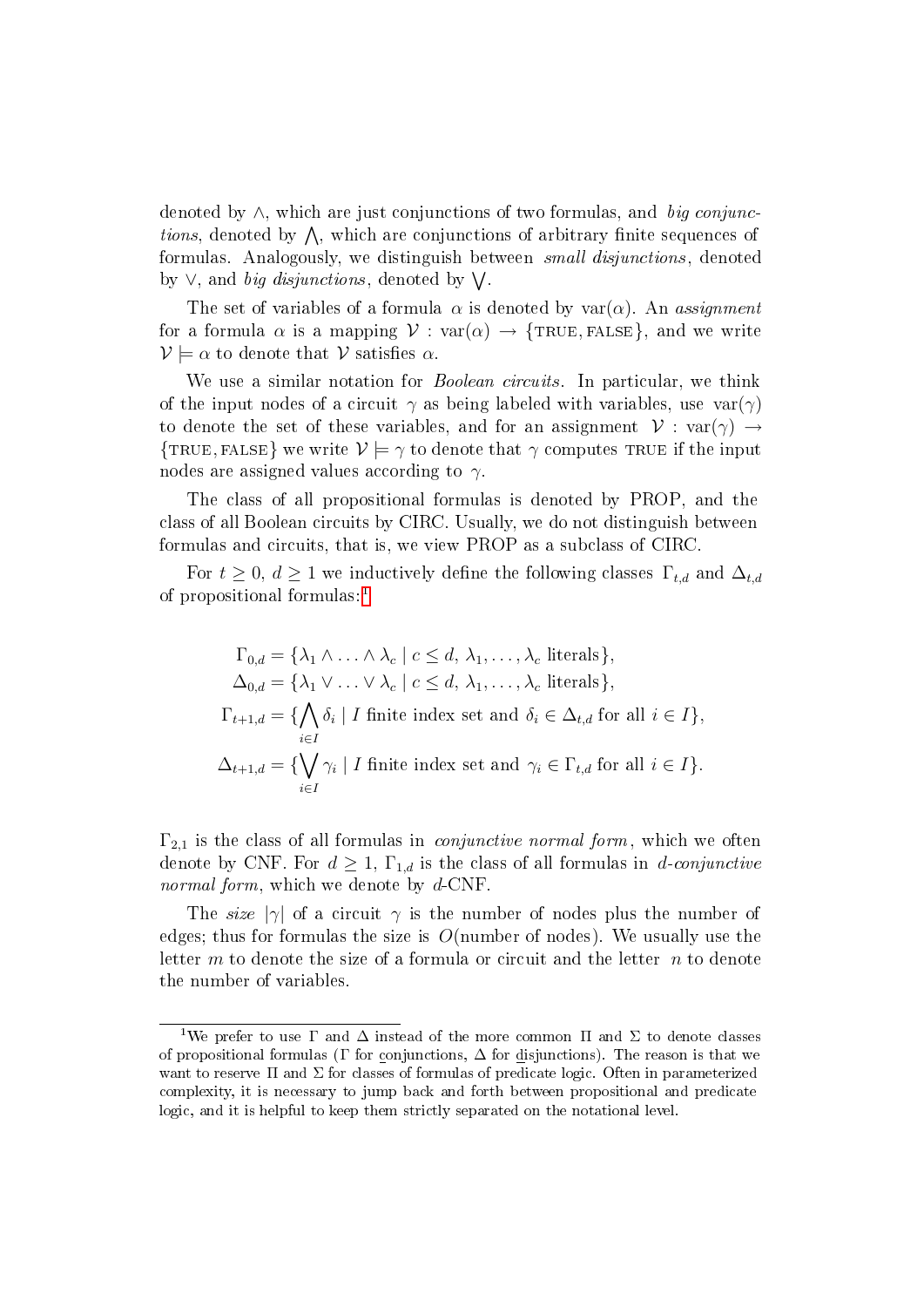denoted by $\wedge$, which are just conjunctions of two formulas, and *big conjunctions*, denoted by $\bigwedge$, which are conjunctions of arbitrary finite sequences of formulas. Analogously, we distinguish between *small disjunctions*, denoted by $\vee$, and *big disjunctions*, denoted by $\bigvee$.

The set of variables of a formula $\alpha$ is denoted by $\text{var}(\alpha)$. An *assignment* for a formula $\alpha$ is a mapping $\mathcal{V} : \text{var}(\alpha) \to \{\text{TRUE}, \text{FALSE}\}$, and we write $\mathcal{V} \models \alpha$ to denote that $\mathcal{V}$ satisfies $\alpha$.

We use a similar notation for *Boolean circuits*. In particular, we think of the input nodes of a circuit $\gamma$ as being labeled with variables, use $\text{var}(\gamma)$ to denote the set of these variables, and for an assignment $\mathcal{V} : \text{var}(\gamma) \to \{\text{TRUE}, \text{FALSE}\}$ we write $\mathcal{V} \models \gamma$ to denote that $\gamma$ computes TRUE if the input nodes are assigned values according to $\gamma$.

The class of all propositional formulas is denoted by PROP, and the class of all Boolean circuits by CIRC. Usually, we do not distinguish between formulas and circuits, that is, we view PROP as a subclass of CIRC.

For $t \geq 0$, $d \geq 1$ we inductively define the following classes $\Gamma_{t,d}$ and $\Delta_{t,d}$ of propositional formulas:[1]

$$
\begin{aligned}
\Gamma_{0,d} &= \{\lambda_1 \wedge \ldots \wedge \lambda_c \mid c \leq d,\ \lambda_1, \ldots, \lambda_c \text{ literals}\}, \\
\Delta_{0,d} &= \{\lambda_1 \vee \ldots \vee \lambda_c \mid c \leq d,\ \lambda_1, \ldots, \lambda_c \text{ literals}\}, \\
\Gamma_{t+1,d} &= \{\bigwedge_{i \in I} \delta_i \mid I \text{ finite index set and } \delta_i \in \Delta_{t,d} \text{ for all } i \in I\}, \\
\Delta_{t+1,d} &= \{\bigvee_{i \in I} \gamma_i \mid I \text{ finite index set and } \gamma_i \in \Gamma_{t,d} \text{ for all } i \in I\}.
\end{aligned}
$$

$\Gamma_{2,1}$ is the class of all formulas in *conjunctive normal form*, which we often denote by CNF. For $d \geq 1$, $\Gamma_{1,d}$ is the class of all formulas in *d-conjunctive normal form*, which we denote by $d$-CNF.

The *size* $|\gamma|$ of a circuit $\gamma$ is the number of nodes plus the number of edges; thus for formulas the size is $O(\text{number of nodes})$. We usually use the letter $m$ to denote the size of a formula or circuit and the letter $n$ to denote the number of variables.

[1] We prefer to use $\Gamma$ and $\Delta$ instead of the more common $\Pi$ and $\Sigma$ to denote classes of propositional formulas ($\Gamma$ for conjunctions, $\Delta$ for disjunctions). The reason is that we want to reserve $\Pi$ and $\Sigma$ for classes of formulas of predicate logic. Often in parameterized complexity, it is necessary to jump back and forth between propositional and predicate logic, and it is helpful to keep them strictly separated on the notational level.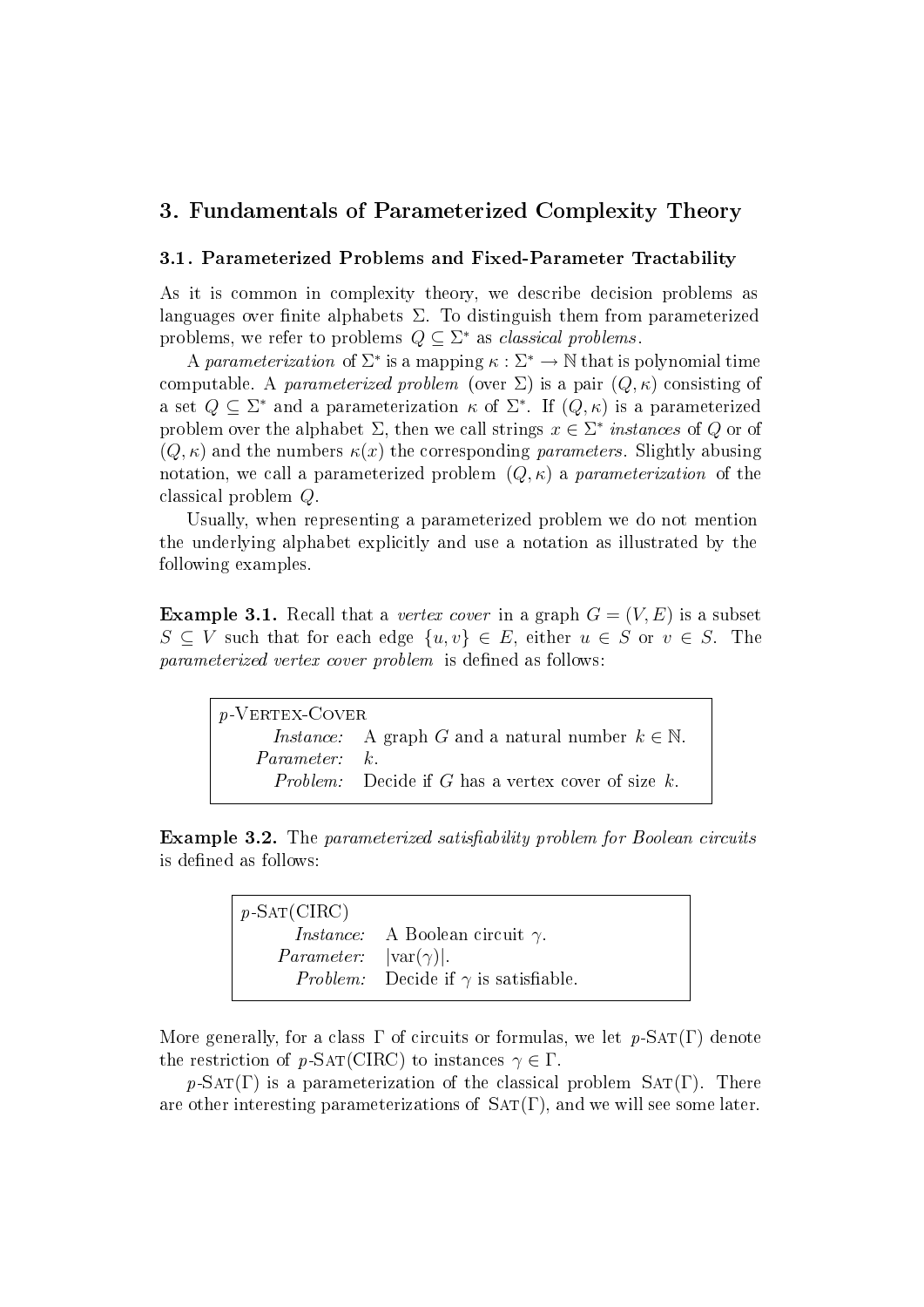# 3. Fundamentals of Parameterized Complexity Theory

## 3.1. Parameterized Problems and Fixed-Parameter Tractability

As it is common in complexity theory, we describe decision problems as languages over finite alphabets $\Sigma$. To distinguish them from parameterized problems, we refer to problems $Q \subseteq \Sigma^*$ as *classical problems*.

A *parameterization* of $\Sigma^*$ is a mapping $\kappa : \Sigma^* \to \mathbb{N}$ that is polynomial time computable. A *parameterized problem* (over $\Sigma$) is a pair $(Q, \kappa)$ consisting of a set $Q \subseteq \Sigma^*$ and a parameterization $\kappa$ of $\Sigma^*$. If $(Q, \kappa)$ is a parameterized problem over the alphabet $\Sigma$, then we call strings $x \in \Sigma^*$ *instances* of $Q$ or of $(Q, \kappa)$ and the numbers $\kappa(x)$ the corresponding *parameters*. Slightly abusing notation, we call a parameterized problem $(Q, \kappa)$ a *parameterization* of the classical problem $Q$.

Usually, when representing a parameterized problem we do not mention the underlying alphabet explicitly and use a notation as illustrated by the following examples.

**Example 3.1.** Recall that a *vertex cover* in a graph $G = (V, E)$ is a subset $S \subseteq V$ such that for each edge $\{u, v\} \in E$, either $u \in S$ or $v \in S$. The *parameterized vertex cover problem* is defined as follows:

> $p$-Vertex-Cover
> *Instance:* A graph $G$ and a natural number $k \in \mathbb{N}$.
> *Parameter:* $k$.
> *Problem:* Decide if $G$ has a vertex cover of size $k$.

**Example 3.2.** The *parameterized satisfiability problem for Boolean circuits* is defined as follows:

> $p$-Sat(CIRC)
> *Instance:* A Boolean circuit $\gamma$.
> *Parameter:* $|\text{var}(\gamma)|$.
> *Problem:* Decide if $\gamma$ is satisfiable.

More generally, for a class $\Gamma$ of circuits or formulas, we let $p$-Sat($\Gamma$) denote the restriction of $p$-Sat(CIRC) to instances $\gamma \in \Gamma$.

$p$-Sat($\Gamma$) is a parameterization of the classical problem Sat($\Gamma$). There are other interesting parameterizations of Sat($\Gamma$), and we will see some later.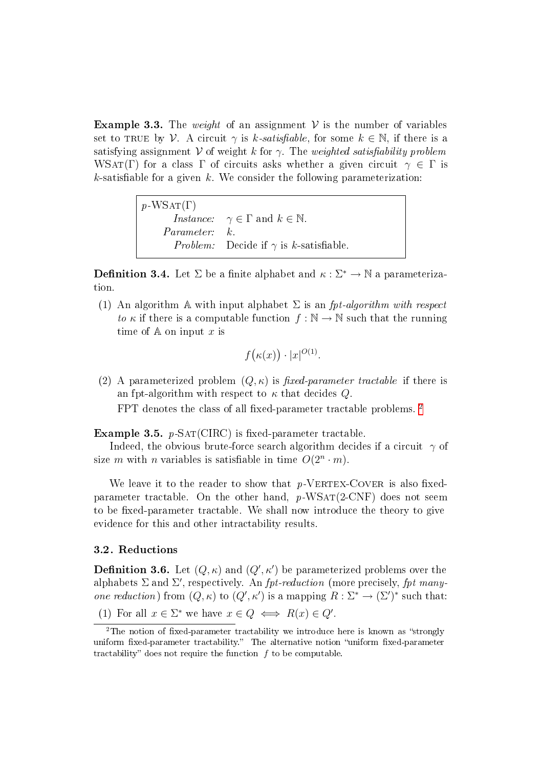**Example 3.3.** The *weight* of an assignment $\mathcal{V}$ is the number of variables set to TRUE by $\mathcal{V}$. A circuit $\gamma$ is *k-satisfiable*, for some $k \in \mathbb{N}$, if there is a satisfying assignment $\mathcal{V}$ of weight $k$ for $\gamma$. The *weighted satisfiability problem* WSAT($\Gamma$) for a class $\Gamma$ of circuits asks whether a given circuit $\gamma \in \Gamma$ is $k$-satisfiable for a given $k$. We consider the following parameterization:

> $p$-WSAT($\Gamma$)
> *Instance:* $\gamma \in \Gamma$ and $k \in \mathbb{N}$.
> *Parameter:* $k$.
> *Problem:* Decide if $\gamma$ is $k$-satisfiable.

**Definition 3.4.** Let $\Sigma$ be a finite alphabet and $\kappa : \Sigma^* \to \mathbb{N}$ a parameterization.

(1) An algorithm $\mathbb{A}$ with input alphabet $\Sigma$ is an *fpt-algorithm with respect to* $\kappa$ if there is a computable function $f : \mathbb{N} \to \mathbb{N}$ such that the running time of $\mathbb{A}$ on input $x$ is

$$f\big(\kappa(x)\big) \cdot |x|^{O(1)}.$$

(2) A parameterized problem $(Q, \kappa)$ is *fixed-parameter tractable* if there is an fpt-algorithm with respect to $\kappa$ that decides $Q$.

FPT denotes the class of all fixed-parameter tractable problems. [2]

**Example 3.5.** $p$-SAT(CIRC) is fixed-parameter tractable.

Indeed, the obvious brute-force search algorithm decides if a circuit $\gamma$ of size $m$ with $n$ variables is satisfiable in time $O(2^n \cdot m)$.

We leave it to the reader to show that $p$-VERTEX-COVER is also fixed-parameter tractable. On the other hand, $p$-WSAT(2-CNF) does not seem to be fixed-parameter tractable. We shall now introduce the theory to give evidence for this and other intractability results.

### 3.2. Reductions

**Definition 3.6.** Let $(Q, \kappa)$ and $(Q', \kappa')$ be parameterized problems over the alphabets $\Sigma$ and $\Sigma'$, respectively. An *fpt-reduction* (more precisely, *fpt many-one reduction*) from $(Q, \kappa)$ to $(Q', \kappa')$ is a mapping $R : \Sigma^* \to (\Sigma')^*$ such that:

(1) For all $x \in \Sigma^*$ we have $x \in Q \iff R(x) \in Q'$.

[2] The notion of fixed-parameter tractability we introduce here is known as "strongly uniform fixed-parameter tractability." The alternative notion "uniform fixed-parameter tractability" does not require the function $f$ to be computable.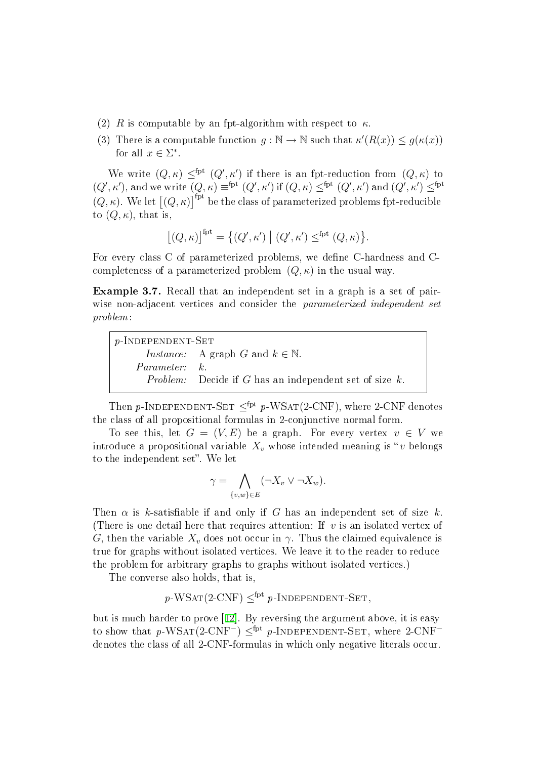(2) $R$ is computable by an fpt-algorithm with respect to $\kappa$.

(3) There is a computable function $g : \mathbb{N} \to \mathbb{N}$ such that $\kappa'(R(x)) \leq g(\kappa(x))$ for all $x \in \Sigma^*$.

We write $(Q, \kappa) \leq^{\text{fpt}} (Q', \kappa')$ if there is an fpt-reduction from $(Q, \kappa)$ to $(Q', \kappa')$, and we write $(Q, \kappa) \equiv^{\text{fpt}} (Q', \kappa')$ if $(Q, \kappa) \leq^{\text{fpt}} (Q', \kappa')$ and $(Q', \kappa') \leq^{\text{fpt}} (Q, \kappa)$. We let $\big[(Q, \kappa)\big]^{\text{fpt}}$ be the class of parameterized problems fpt-reducible to $(Q, \kappa)$, that is,

$$\big[(Q, \kappa)\big]^{\text{fpt}} = \big\{(Q', \kappa') \bigm| (Q', \kappa') \leq^{\text{fpt}} (Q, \kappa)\big\}.$$

For every class C of parameterized problems, we define C-hardness and C-completeness of a parameterized problem $(Q, \kappa)$ in the usual way.

**Example 3.7.** Recall that an independent set in a graph is a set of pairwise non-adjacent vertices and consider the *parameterized independent set problem*:

> $p$-INDEPENDENT-SET
> *Instance:* A graph $G$ and $k \in \mathbb{N}$.
> *Parameter:* $k$.
> *Problem:* Decide if $G$ has an independent set of size $k$.

Then $p$-INDEPENDENT-SET $\leq^{\text{fpt}}$ $p$-WSAT(2-CNF), where 2-CNF denotes the class of all propositional formulas in 2-conjunctive normal form.

To see this, let $G = (V, E)$ be a graph. For every vertex $v \in V$ we introduce a propositional variable $X_v$ whose intended meaning is "$v$ belongs to the independent set". We let

$$\gamma = \bigwedge_{\{v,w\} \in E} (\neg X_v \vee \neg X_w).$$

Then $\alpha$ is $k$-satisfiable if and only if $G$ has an independent set of size $k$. (There is one detail here that requires attention: If $v$ is an isolated vertex of $G$, then the variable $X_v$ does not occur in $\gamma$. Thus the claimed equivalence is true for graphs without isolated vertices. We leave it to the reader to reduce the problem for arbitrary graphs to graphs without isolated vertices.)

The converse also holds, that is,

$$p\text{-WSAT(2-CNF)} \leq^{\text{fpt}} p\text{-INDEPENDENT-SET},$$

but is much harder to prove [12]. By reversing the argument above, it is easy to show that $p$-WSAT(2-CNF$^-$) $\leq^{\text{fpt}}$ $p$-INDEPENDENT-SET, where 2-CNF$^-$ denotes the class of all 2-CNF-formulas in which only negative literals occur.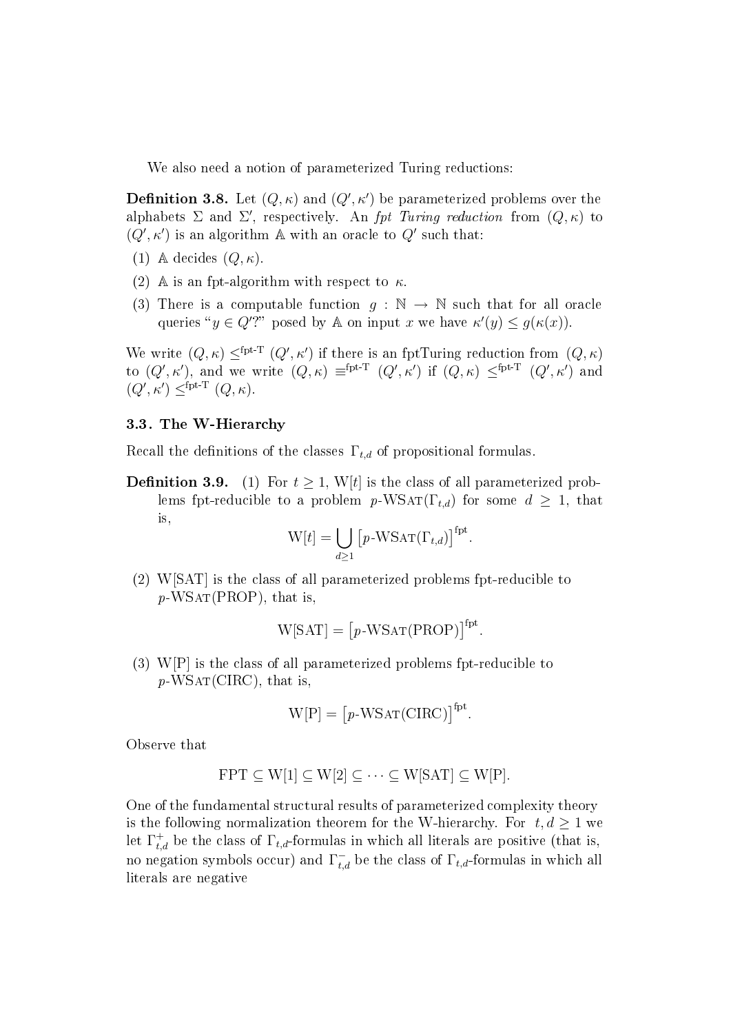We also need a notion of parameterized Turing reductions:

**Definition 3.8.** Let $(Q, \kappa)$ and $(Q', \kappa')$ be parameterized problems over the alphabets $\Sigma$ and $\Sigma'$, respectively. An *fpt Turing reduction* from $(Q, \kappa)$ to $(Q', \kappa')$ is an algorithm $\mathbb{A}$ with an oracle to $Q'$ such that:

(1) $\mathbb{A}$ decides $(Q, \kappa)$.

(2) $\mathbb{A}$ is an fpt-algorithm with respect to $\kappa$.

(3) There is a computable function $g : \mathbb{N} \to \mathbb{N}$ such that for all oracle queries "$y \in Q'$?" posed by $\mathbb{A}$ on input $x$ we have $\kappa'(y) \leq g(\kappa(x))$.

We write $(Q, \kappa) \leq^{\text{fpt-T}} (Q', \kappa')$ if there is an fptTuring reduction from $(Q, \kappa)$ to $(Q', \kappa')$, and we write $(Q, \kappa) \equiv^{\text{fpt-T}} (Q', \kappa')$ if $(Q, \kappa) \leq^{\text{fpt-T}} (Q', \kappa')$ and $(Q', \kappa') \leq^{\text{fpt-T}} (Q, \kappa)$.

### 3.3. The W-Hierarchy

Recall the definitions of the classes $\Gamma_{t,d}$ of propositional formulas.

**Definition 3.9.** (1) For $t \geq 1$, W[$t$] is the class of all parameterized problems fpt-reducible to a problem $p$-WSAT($\Gamma_{t,d}$) for some $d \geq 1$, that is,

$$\mathrm{W}[t] = \bigcup_{d \geq 1} \left[p\text{-WSAT}(\Gamma_{t,d})\right]^{\text{fpt}}.$$

(2) W[SAT] is the class of all parameterized problems fpt-reducible to $p$-WSAT(PROP), that is,

$$\mathrm{W[SAT]} = \left[p\text{-WSAT(PROP)}\right]^{\text{fpt}}.$$

(3) W[P] is the class of all parameterized problems fpt-reducible to $p$-WSAT(CIRC), that is,

$$\mathrm{W[P]} = \left[p\text{-WSAT(CIRC)}\right]^{\text{fpt}}.$$

Observe that

$$\mathrm{FPT} \subseteq \mathrm{W}[1] \subseteq \mathrm{W}[2] \subseteq \cdots \subseteq \mathrm{W[SAT]} \subseteq \mathrm{W[P]}.$$

One of the fundamental structural results of parameterized complexity theory is the following normalization theorem for the W-hierarchy. For $t, d \geq 1$ we let $\Gamma^{+}_{t,d}$ be the class of $\Gamma_{t,d}$-formulas in which all literals are positive (that is, no negation symbols occur) and $\Gamma^{-}_{t,d}$ be the class of $\Gamma_{t,d}$-formulas in which all literals are negative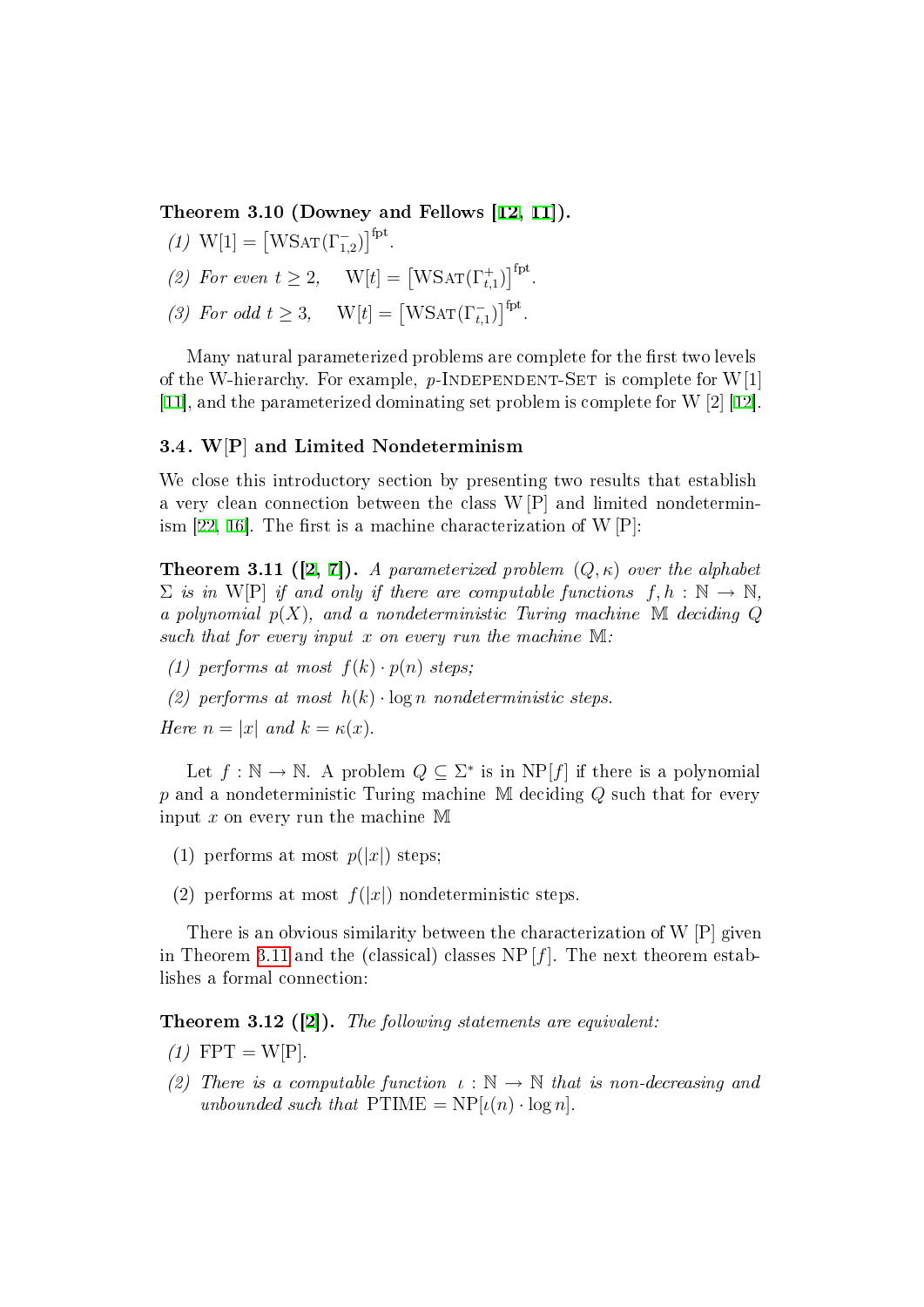**Theorem 3.10 (Downey and Fellows [12, 11]).**

*(1)* $\mathrm{W}[1] = \left[\mathrm{WSAT}(\Gamma^{-}_{1,2})\right]^{\mathrm{fpt}}$.

*(2) For even* $t \geq 2$, $\quad \mathrm{W}[t] = \left[\mathrm{WSAT}(\Gamma^{+}_{t,1})\right]^{\mathrm{fpt}}$.

*(3) For odd* $t \geq 3$, $\quad \mathrm{W}[t] = \left[\mathrm{WSAT}(\Gamma^{-}_{t,1})\right]^{\mathrm{fpt}}$.

Many natural parameterized problems are complete for the first two levels of the W-hierarchy. For example, $p$-INDEPENDENT-SET is complete for W[1] [11], and the parameterized dominating set problem is complete for W [2] [12].

### 3.4. W[P] and Limited Nondeterminism

We close this introductory section by presenting two results that establish a very clean connection between the class W [P] and limited nondeterminism [22, 16]. The first is a machine characterization of W [P]:

**Theorem 3.11 ([2, 7]).** *A parameterized problem* $(Q, \kappa)$ *over the alphabet* $\Sigma$ *is in* W[P] *if and only if there are computable functions* $f, h : \mathbb{N} \to \mathbb{N}$*, a polynomial* $p(X)$*, and a nondeterministic Turing machine* $\mathbb{M}$ *deciding* $Q$ *such that for every input* $x$ *on every run the machine* $\mathbb{M}$*:*

*(1) performs at most* $f(k) \cdot p(n)$ *steps;*

*(2) performs at most* $h(k) \cdot \log n$ *nondeterministic steps.*

*Here* $n = |x|$ *and* $k = \kappa(x)$*.*

Let $f : \mathbb{N} \to \mathbb{N}$. A problem $Q \subseteq \Sigma^*$ is in $\mathrm{NP}[f]$ if there is a polynomial $p$ and a nondeterministic Turing machine $\mathbb{M}$ deciding $Q$ such that for every input $x$ on every run the machine $\mathbb{M}$

(1) performs at most $p(|x|)$ steps;

(2) performs at most $f(|x|)$ nondeterministic steps.

There is an obvious similarity between the characterization of W [P] given in Theorem 3.11 and the (classical) classes NP [$f$]. The next theorem establishes a formal connection:

**Theorem 3.12 ([2]).** *The following statements are equivalent:*

*(1)* FPT = W[P].

*(2) There is a computable function* $\iota : \mathbb{N} \to \mathbb{N}$ *that is non-decreasing and unbounded such that* $\mathrm{PTIME} = \mathrm{NP}[\iota(n) \cdot \log n]$.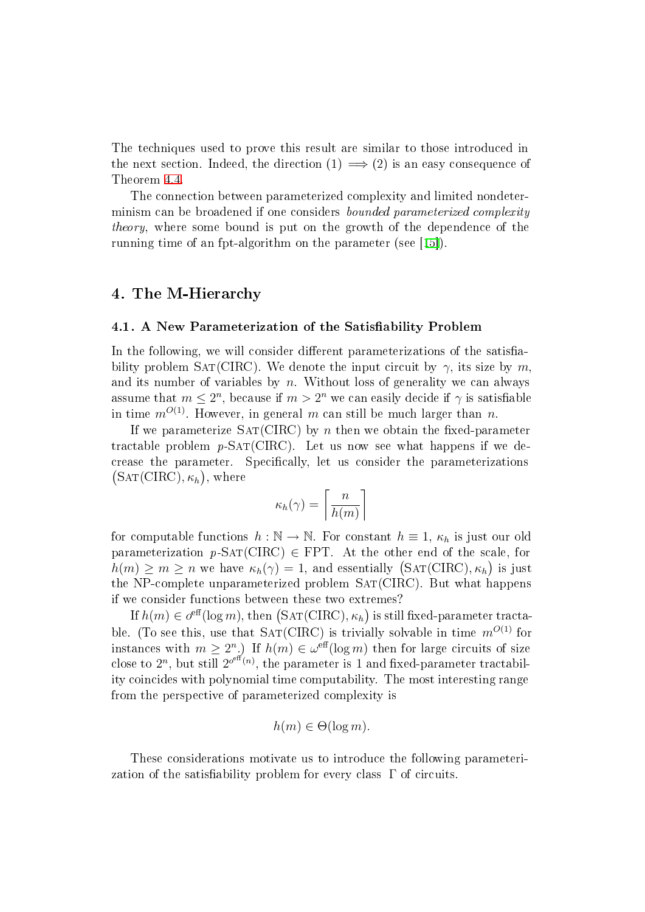The techniques used to prove this result are similar to those introduced in the next section. Indeed, the direction (1) $\implies$ (2) is an easy consequence of Theorem 4.4.

The connection between parameterized complexity and limited nondeterminism can be broadened if one considers *bounded parameterized complexity theory*, where some bound is put on the growth of the dependence of the running time of an fpt-algorithm on the parameter (see [15]).

## 4. The M-Hierarchy

### 4.1. A New Parameterization of the Satisfiability Problem

In the following, we will consider different parameterizations of the satisfiability problem SAT(CIRC). We denote the input circuit by $\gamma$, its size by $m$, and its number of variables by $n$. Without loss of generality we can always assume that $m \leq 2^n$, because if $m > 2^n$ we can easily decide if $\gamma$ is satisfiable in time $m^{O(1)}$. However, in general $m$ can still be much larger than $n$.

If we parameterize SAT(CIRC) by $n$ then we obtain the fixed-parameter tractable problem $p$-SAT(CIRC). Let us now see what happens if we decrease the parameter. Specifically, let us consider the parameterizations $\big(\text{SAT(CIRC)}, \kappa_h\big)$, where

$$\kappa_h(\gamma) = \left\lceil \frac{n}{h(m)} \right\rceil$$

for computable functions $h : \mathbb{N} \to \mathbb{N}$. For constant $h \equiv 1$, $\kappa_h$ is just our old parameterization $p$-SAT(CIRC) $\in$ FPT. At the other end of the scale, for $h(m) \geq m \geq n$ we have $\kappa_h(\gamma) = 1$, and essentially $\big(\text{SAT(CIRC)}, \kappa_h\big)$ is just the NP-complete unparameterized problem SAT(CIRC). But what happens if we consider functions between these two extremes?

If $h(m) \in o^{\text{eff}}(\log m)$, then $\big(\text{SAT(CIRC)}, \kappa_h\big)$ is still fixed-parameter tractable. (To see this, use that SAT(CIRC) is trivially solvable in time $m^{O(1)}$ for instances with $m \geq 2^n$.) If $h(m) \in \omega^{\text{eff}}(\log m)$ then for large circuits of size close to $2^n$, but still $2^{o^{\text{eff}}(n)}$, the parameter is 1 and fixed-parameter tractability coincides with polynomial time computability. The most interesting range from the perspective of parameterized complexity is

$$h(m) \in \Theta(\log m).$$

These considerations motivate us to introduce the following parameterization of the satisfiability problem for every class $\Gamma$ of circuits.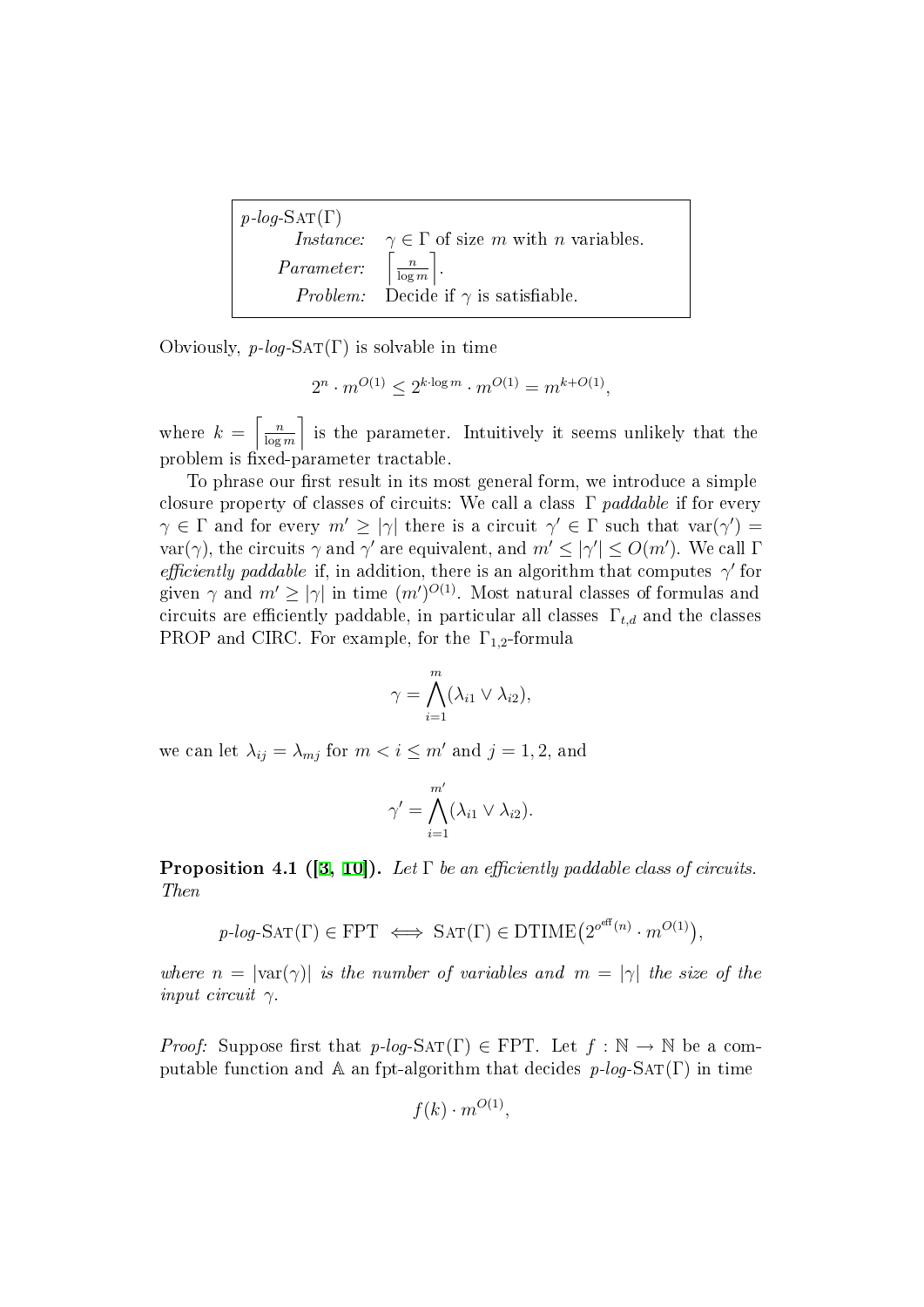| $p$-*log*-SAT($\Gamma$) | |
|---|---|
| *Instance:* | $\gamma \in \Gamma$ of size $m$ with $n$ variables. |
| *Parameter:* | $\left\lceil \frac{n}{\log m} \right\rceil$. |
| *Problem:* | Decide if $\gamma$ is satisfiable. |

Obviously, $p$-*log*-SAT($\Gamma$) is solvable in time

$$2^n \cdot m^{O(1)} \leq 2^{k \cdot \log m} \cdot m^{O(1)} = m^{k+O(1)},$$

where $k = \left\lceil \frac{n}{\log m} \right\rceil$ is the parameter. Intuitively it seems unlikely that the problem is fixed-parameter tractable.

To phrase our first result in its most general form, we introduce a simple closure property of classes of circuits: We call a class $\Gamma$ *paddable* if for every $\gamma \in \Gamma$ and for every $m' \geq |\gamma|$ there is a circuit $\gamma' \in \Gamma$ such that $\text{var}(\gamma') = \text{var}(\gamma)$, the circuits $\gamma$ and $\gamma'$ are equivalent, and $m' \leq |\gamma'| \leq O(m')$. We call $\Gamma$ *efficiently paddable* if, in addition, there is an algorithm that computes $\gamma'$ for given $\gamma$ and $m' \geq |\gamma|$ in time $(m')^{O(1)}$. Most natural classes of formulas and circuits are efficiently paddable, in particular all classes $\Gamma_{t,d}$ and the classes PROP and CIRC. For example, for the $\Gamma_{1,2}$-formula

$$\gamma = \bigwedge_{i=1}^{m} (\lambda_{i1} \vee \lambda_{i2}),$$

we can let $\lambda_{ij} = \lambda_{mj}$ for $m < i \leq m'$ and $j = 1, 2$, and

$$\gamma' = \bigwedge_{i=1}^{m'} (\lambda_{i1} \vee \lambda_{i2}).$$

**Proposition 4.1 ([3, 10]).** *Let $\Gamma$ be an efficiently paddable class of circuits. Then*

$$p\text{-}log\text{-}\mathrm{SAT}(\Gamma) \in \mathrm{FPT} \iff \mathrm{SAT}(\Gamma) \in \mathrm{DTIME}\big(2^{o^{\text{eff}}(n)} \cdot m^{O(1)}\big),$$

*where $n = |\text{var}(\gamma)|$ is the number of variables and $m = |\gamma|$ the size of the input circuit $\gamma$.*

*Proof:* Suppose first that $p$-*log*-SAT($\Gamma$) $\in$ FPT. Let $f : \mathbb{N} \to \mathbb{N}$ be a computable function and $\mathbb{A}$ an fpt-algorithm that decides $p$-*log*-SAT($\Gamma$) in time

$$f(k) \cdot m^{O(1)},$$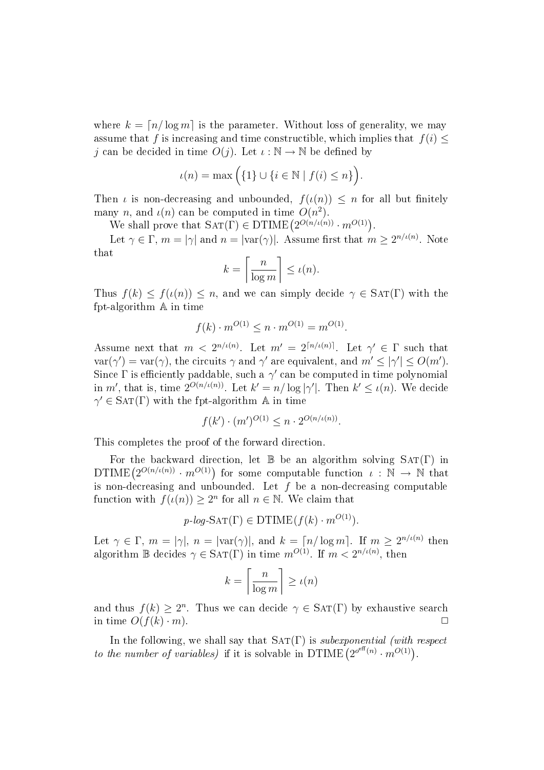where $k = \lceil n/\log m \rceil$ is the parameter. Without loss of generality, we may assume that $f$ is increasing and time constructible, which implies that $f(i) \leq j$ can be decided in time $O(j)$. Let $\iota : \mathbb{N} \to \mathbb{N}$ be defined by

$$\iota(n) = \max\Big(\{1\} \cup \{i \in \mathbb{N} \mid f(i) \leq n\}\Big).$$

Then $\iota$ is non-decreasing and unbounded, $f(\iota(n)) \leq n$ for all but finitely many $n$, and $\iota(n)$ can be computed in time $O(n^2)$.

We shall prove that $\text{Sat}(\Gamma) \in \text{DTIME}\big(2^{O(n/\iota(n))} \cdot m^{O(1)}\big)$.

Let $\gamma \in \Gamma$, $m = |\gamma|$ and $n = |\text{var}(\gamma)|$. Assume first that $m \geq 2^{n/\iota(n)}$. Note that

$$k = \left\lceil \frac{n}{\log m} \right\rceil \leq \iota(n).$$

Thus $f(k) \leq f(\iota(n)) \leq n$, and we can simply decide $\gamma \in \text{Sat}(\Gamma)$ with the fpt-algorithm $\mathbb{A}$ in time

$$f(k) \cdot m^{O(1)} \leq n \cdot m^{O(1)} = m^{O(1)}.$$

Assume next that $m < 2^{n/\iota(n)}$. Let $m' = 2^{\lceil n/\iota(n) \rceil}$. Let $\gamma' \in \Gamma$ such that $\text{var}(\gamma') = \text{var}(\gamma)$, the circuits $\gamma$ and $\gamma'$ are equivalent, and $m' \leq |\gamma'| \leq O(m')$. Since $\Gamma$ is efficiently paddable, such a $\gamma'$ can be computed in time polynomial in $m'$, that is, time $2^{O(n/\iota(n))}$. Let $k' = n/\log|\gamma'|$. Then $k' \leq \iota(n)$. We decide $\gamma' \in \text{Sat}(\Gamma)$ with the fpt-algorithm $\mathbb{A}$ in time

$$f(k') \cdot (m')^{O(1)} \leq n \cdot 2^{O(n/\iota(n))}.$$

This completes the proof of the forward direction.

For the backward direction, let $\mathbb{B}$ be an algorithm solving $\text{Sat}(\Gamma)$ in $\text{DTIME}\big(2^{O(n/\iota(n))} \cdot m^{O(1)}\big)$ for some computable function $\iota : \mathbb{N} \to \mathbb{N}$ that is non-decreasing and unbounded. Let $f$ be a non-decreasing computable function with $f(\iota(n)) \geq 2^n$ for all $n \in \mathbb{N}$. We claim that

$$p\text{-}log\text{-}\text{Sat}(\Gamma) \in \text{DTIME}(f(k) \cdot m^{O(1)}).$$

Let $\gamma \in \Gamma$, $m = |\gamma|$, $n = |\text{var}(\gamma)|$, and $k = \lceil n/\log m \rceil$. If $m \geq 2^{n/\iota(n)}$ then algorithm $\mathbb{B}$ decides $\gamma \in \text{Sat}(\Gamma)$ in time $m^{O(1)}$. If $m < 2^{n/\iota(n)}$, then

$$k = \left\lceil \frac{n}{\log m} \right\rceil \geq \iota(n)$$

and thus $f(k) \geq 2^n$. Thus we can decide $\gamma \in \text{Sat}(\Gamma)$ by exhaustive search in time $O(f(k) \cdot m)$. $\square$

In the following, we shall say that $\text{Sat}(\Gamma)$ is *subexponential (with respect to the number of variables)* if it is solvable in $\text{DTIME}\big(2^{o^{\text{eff}}(n)} \cdot m^{O(1)}\big)$.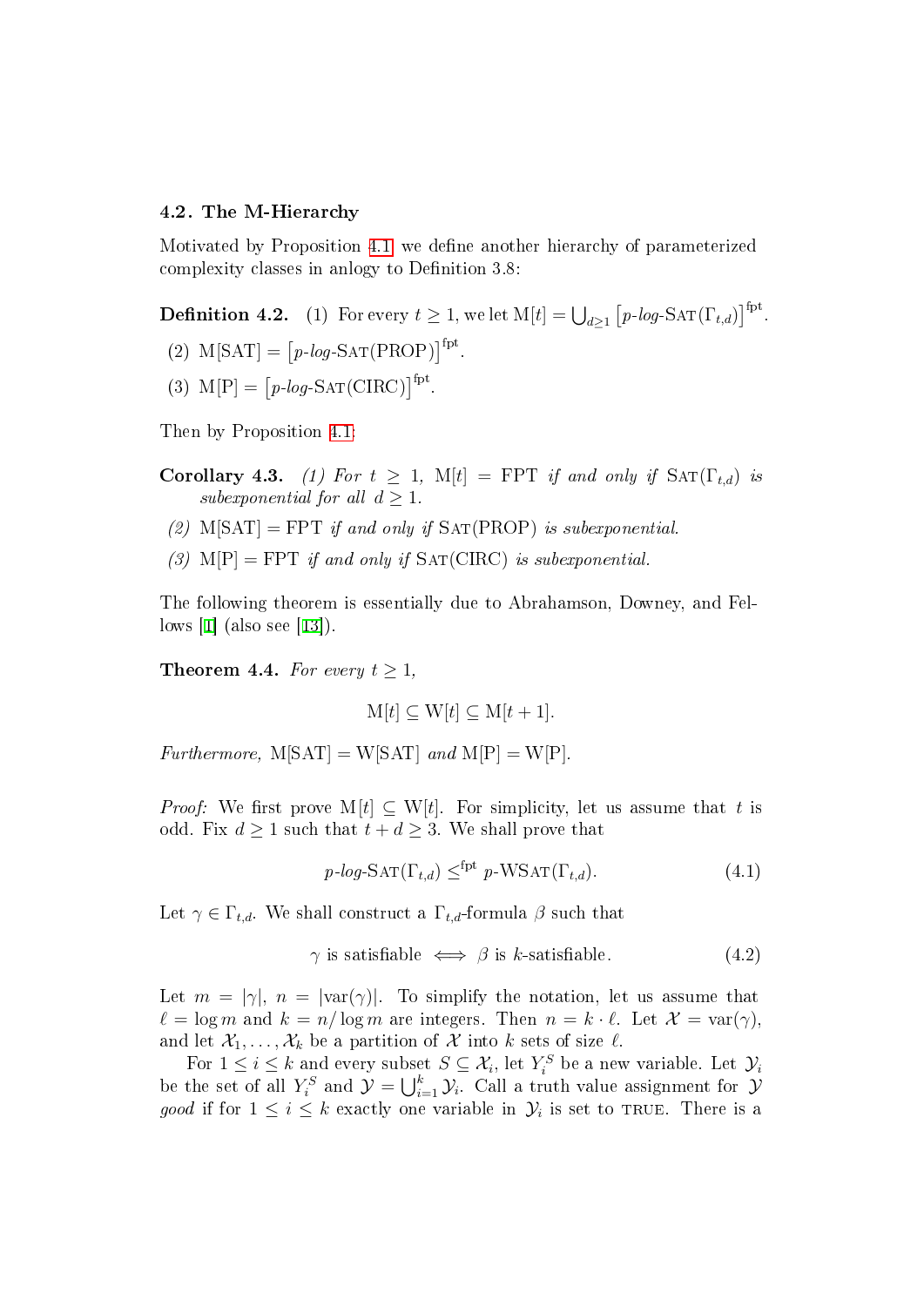### 4.2. The M-Hierarchy

Motivated by Proposition 4.1 we define another hierarchy of parameterized complexity classes in anlogy to Definition 3.8:

**Definition 4.2.** (1) For every $t \geq 1$, we let $\mathrm{M}[t] = \bigcup_{d\geq 1} \left[p\text{-}log\text{-}\mathrm{SAT}(\Gamma_{t,d})\right]^{\mathrm{fpt}}$.

(2) $\mathrm{M}[\mathrm{SAT}] = \left[p\text{-}log\text{-}\mathrm{SAT}(\mathrm{PROP})\right]^{\mathrm{fpt}}$.

(3) $\mathrm{M}[\mathrm{P}] = \left[p\text{-}log\text{-}\mathrm{SAT}(\mathrm{CIRC})\right]^{\mathrm{fpt}}$.

Then by Proposition 4.1:

**Corollary 4.3.** *(1) For $t \geq 1$, $\mathrm{M}[t] = \mathrm{FPT}$ if and only if $\mathrm{SAT}(\Gamma_{t,d})$ is subexponential for all $d \geq 1$.*

*(2) $\mathrm{M}[\mathrm{SAT}] = \mathrm{FPT}$ if and only if $\mathrm{SAT}(\mathrm{PROP})$ is subexponential.*

*(3) $\mathrm{M}[\mathrm{P}] = \mathrm{FPT}$ if and only if $\mathrm{SAT}(\mathrm{CIRC})$ is subexponential.*

The following theorem is essentially due to Abrahamson, Downey, and Fellows [1] (also see [13]).

**Theorem 4.4.** *For every $t \geq 1$,*

$$\mathrm{M}[t] \subseteq \mathrm{W}[t] \subseteq \mathrm{M}[t+1].$$

*Furthermore, $\mathrm{M}[\mathrm{SAT}] = \mathrm{W}[\mathrm{SAT}]$ and $\mathrm{M}[\mathrm{P}] = \mathrm{W}[\mathrm{P}]$.*

*Proof:* We first prove $\mathrm{M}[t] \subseteq \mathrm{W}[t]$. For simplicity, let us assume that $t$ is odd. Fix $d \geq 1$ such that $t + d \geq 3$. We shall prove that

$$p\text{-}log\text{-}\mathrm{SAT}(\Gamma_{t,d}) \leq^{\mathrm{fpt}} p\text{-}\mathrm{WSAT}(\Gamma_{t,d}). \tag{4.1}$$

Let $\gamma \in \Gamma_{t,d}$. We shall construct a $\Gamma_{t,d}$-formula $\beta$ such that

$$\gamma \text{ is satisfiable} \iff \beta \text{ is } k\text{-satisfiable}. \tag{4.2}$$

Let $m = |\gamma|$, $n = |\mathrm{var}(\gamma)|$. To simplify the notation, let us assume that $\ell = \log m$ and $k = n/\log m$ are integers. Then $n = k \cdot \ell$. Let $\mathcal{X} = \mathrm{var}(\gamma)$, and let $\mathcal{X}_1, \ldots, \mathcal{X}_k$ be a partition of $\mathcal{X}$ into $k$ sets of size $\ell$.

For $1 \leq i \leq k$ and every subset $S \subseteq \mathcal{X}_i$, let $Y_i^S$ be a new variable. Let $\mathcal{Y}_i$ be the set of all $Y_i^S$ and $\mathcal{Y} = \bigcup_{i=1}^k \mathcal{Y}_i$. Call a truth value assignment for $\mathcal{Y}$ *good* if for $1 \leq i \leq k$ exactly one variable in $\mathcal{Y}_i$ is set to TRUE. There is a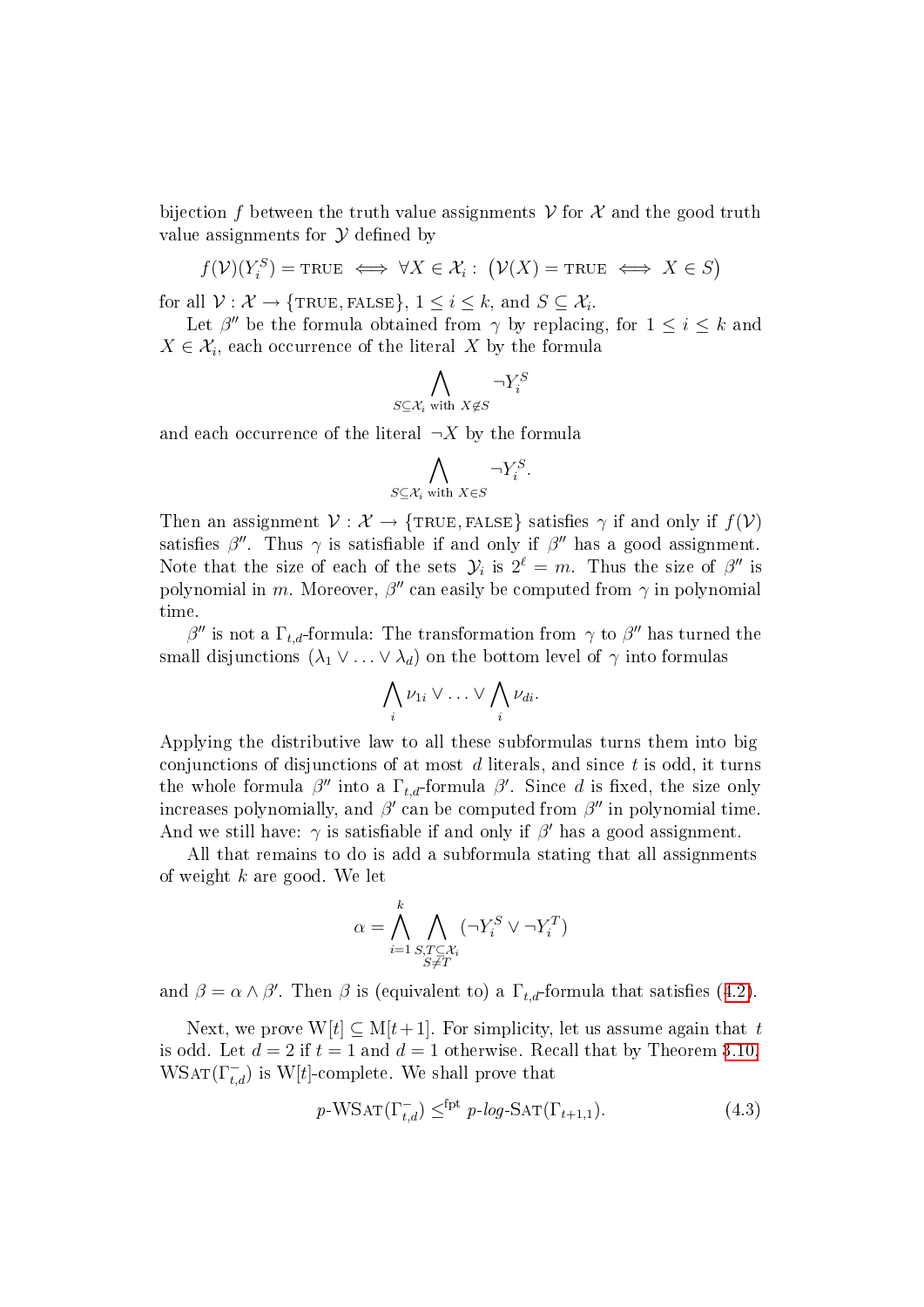bijection $f$ between the truth value assignments $\mathcal{V}$ for $\mathcal{X}$ and the good truth value assignments for $\mathcal{Y}$ defined by

$$f(\mathcal{V})(Y_i^S) = \text{TRUE} \iff \forall X \in \mathcal{X}_i : \big(\mathcal{V}(X) = \text{TRUE} \iff X \in S\big)$$

for all $\mathcal{V} : \mathcal{X} \to \{\text{TRUE}, \text{FALSE}\}$, $1 \leq i \leq k$, and $S \subseteq \mathcal{X}_i$.

Let $\beta''$ be the formula obtained from $\gamma$ by replacing, for $1 \leq i \leq k$ and $X \in \mathcal{X}_i$, each occurrence of the literal $X$ by the formula

$$\bigwedge_{S \subseteq \mathcal{X}_i \text{ with } X \notin S} \neg Y_i^S$$

and each occurrence of the literal $\neg X$ by the formula

$$\bigwedge_{S \subseteq \mathcal{X}_i \text{ with } X \in S} \neg Y_i^S.$$

Then an assignment $\mathcal{V} : \mathcal{X} \to \{\text{TRUE}, \text{FALSE}\}$ satisfies $\gamma$ if and only if $f(\mathcal{V})$ satisfies $\beta''$. Thus $\gamma$ is satisfiable if and only if $\beta''$ has a good assignment. Note that the size of each of the sets $\mathcal{Y}_i$ is $2^\ell = m$. Thus the size of $\beta''$ is polynomial in $m$. Moreover, $\beta''$ can easily be computed from $\gamma$ in polynomial time.

$\beta''$ is not a $\Gamma_{t,d}$-formula: The transformation from $\gamma$ to $\beta''$ has turned the small disjunctions $(\lambda_1 \vee \ldots \vee \lambda_d)$ on the bottom level of $\gamma$ into formulas

$$\bigwedge_i \nu_{1i} \vee \ldots \vee \bigwedge_i \nu_{di}.$$

Applying the distributive law to all these subformulas turns them into big conjunctions of disjunctions of at most $d$ literals, and since $t$ is odd, it turns the whole formula $\beta''$ into a $\Gamma_{t,d}$-formula $\beta'$. Since $d$ is fixed, the size only increases polynomially, and $\beta'$ can be computed from $\beta''$ in polynomial time. And we still have: $\gamma$ is satisfiable if and only if $\beta'$ has a good assignment.

All that remains to do is add a subformula stating that all assignments of weight $k$ are good. We let

$$\alpha = \bigwedge_{i=1}^{k} \bigwedge_{\substack{S,T \subseteq \mathcal{X}_i \\ S \neq T}} (\neg Y_i^S \vee \neg Y_i^T)$$

and $\beta = \alpha \wedge \beta'$. Then $\beta$ is (equivalent to) a $\Gamma_{t,d}$-formula that satisfies (4.2).

Next, we prove $\mathrm{W}[t] \subseteq \mathrm{M}[t+1]$. For simplicity, let us assume again that $t$ is odd. Let $d = 2$ if $t = 1$ and $d = 1$ otherwise. Recall that by Theorem 3.10, $\mathrm{WSat}(\Gamma_{t,d}^-)$ is $\mathrm{W}[t]$-complete. We shall prove that

$$p\text{-}\mathrm{WSat}(\Gamma_{t,d}^-) \leq^{\mathrm{fpt}} p\text{-}log\text{-}\mathrm{Sat}(\Gamma_{t+1,1}). \tag{4.3}$$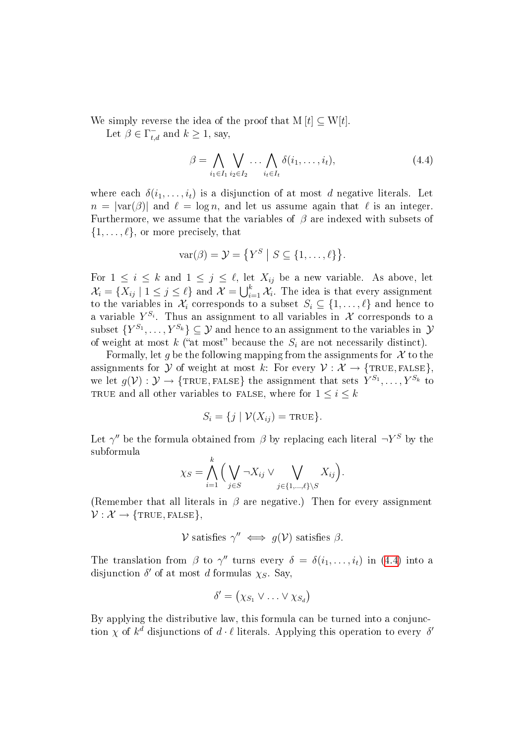We simply reverse the idea of the proof that $\mathrm{M}[t] \subseteq \mathrm{W}[t]$.

Let $\beta \in \Gamma^-_{t,d}$ and $k \geq 1$, say,

$$\beta = \bigwedge_{i_1 \in I_1} \bigvee_{i_2 \in I_2} \dots \bigwedge_{i_t \in I_t} \delta(i_1, \dots, i_t), \tag{4.4}$$

where each $\delta(i_1, \dots, i_t)$ is a disjunction of at most $d$ negative literals. Let $n = |\mathrm{var}(\beta)|$ and $\ell = \log n$, and let us assume again that $\ell$ is an integer. Furthermore, we assume that the variables of $\beta$ are indexed with subsets of $\{1, \dots, \ell\}$, or more precisely, that

$$\mathrm{var}(\beta) = \mathcal{Y} = \{Y^S \mid S \subseteq \{1, \dots, \ell\}\}.$$

For $1 \leq i \leq k$ and $1 \leq j \leq \ell$, let $X_{ij}$ be a new variable. As above, let $\mathcal{X}_i = \{X_{ij} \mid 1 \leq j \leq \ell\}$ and $\mathcal{X} = \bigcup_{i=1}^k \mathcal{X}_i$. The idea is that every assignment to the variables in $\mathcal{X}_i$ corresponds to a subset $S_i \subseteq \{1, \dots, \ell\}$ and hence to a variable $Y^{S_i}$. Thus an assignment to all variables in $\mathcal{X}$ corresponds to a subset $\{Y^{S_1}, \dots, Y^{S_k}\} \subseteq \mathcal{Y}$ and hence to an assignment to the variables in $\mathcal{Y}$ of weight at most $k$ ("at most" because the $S_i$ are not necessarily distinct).

Formally, let $g$ be the following mapping from the assignments for $\mathcal{X}$ to the assignments for $\mathcal{Y}$ of weight at most $k$: For every $\mathcal{V} : \mathcal{X} \to \{\text{TRUE}, \text{FALSE}\}$, we let $g(\mathcal{V}) : \mathcal{Y} \to \{\text{TRUE}, \text{FALSE}\}$ the assignment that sets $Y^{S_1}, \dots, Y^{S_k}$ to TRUE and all other variables to FALSE, where for $1 \leq i \leq k$

$$S_i = \{j \mid \mathcal{V}(X_{ij}) = \text{TRUE}\}.$$

Let $\gamma''$ be the formula obtained from $\beta$ by replacing each literal $\neg Y^S$ by the subformula

$$\chi_S = \bigwedge_{i=1}^{k} \Big( \bigvee_{j \in S} \neg X_{ij} \vee \bigvee_{j \in \{1, \dots, \ell\} \setminus S} X_{ij} \Big).$$

(Remember that all literals in $\beta$ are negative.) Then for every assignment $\mathcal{V} : \mathcal{X} \to \{\text{TRUE}, \text{FALSE}\}$,

$$\mathcal{V} \text{ satisfies } \gamma'' \iff g(\mathcal{V}) \text{ satisfies } \beta.$$

The translation from $\beta$ to $\gamma''$ turns every $\delta = \delta(i_1, \dots, i_t)$ in (4.4) into a disjunction $\delta'$ of at most $d$ formulas $\chi_S$. Say,

$$\delta' = \big(\chi_{S_1} \vee \dots \vee \chi_{S_d}\big)$$

By applying the distributive law, this formula can be turned into a conjunction $\chi$ of $k^d$ disjunctions of $d \cdot \ell$ literals. Applying this operation to every $\delta'$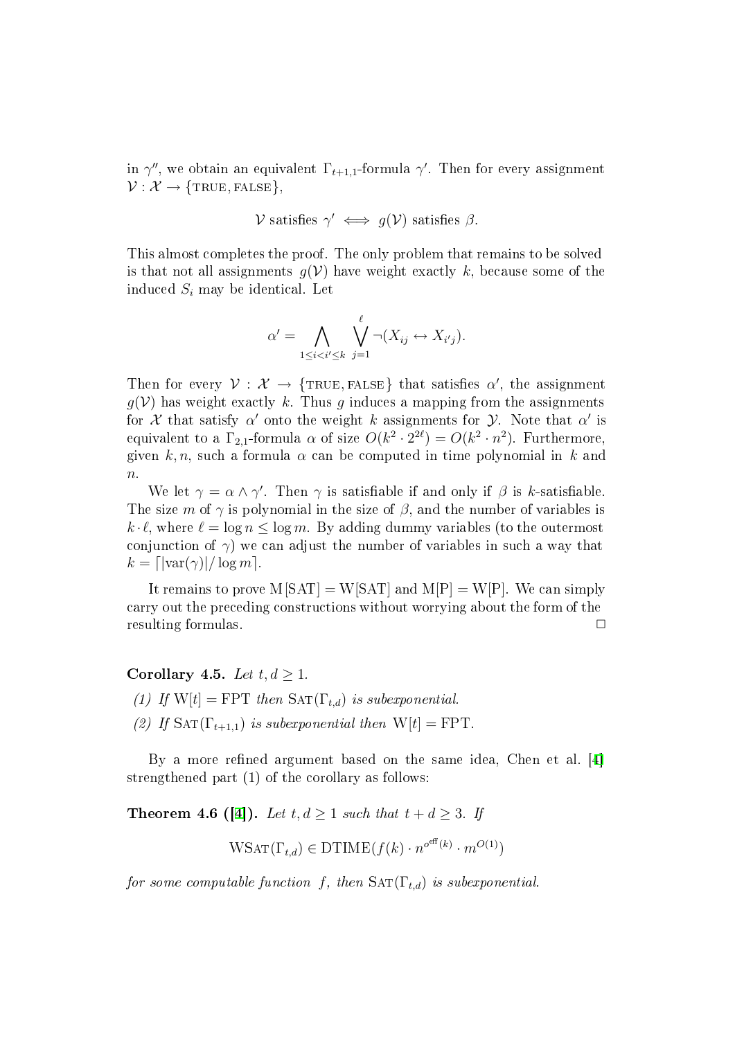in $\gamma''$, we obtain an equivalent $\Gamma_{t+1,1}$-formula $\gamma'$. Then for every assignment $\mathcal{V} : \mathcal{X} \to \{\text{TRUE}, \text{FALSE}\}$,

$$\mathcal{V} \text{ satisfies } \gamma' \iff g(\mathcal{V}) \text{ satisfies } \beta.$$

This almost completes the proof. The only problem that remains to be solved is that not all assignments $g(\mathcal{V})$ have weight exactly $k$, because some of the induced $S_i$ may be identical. Let

$$\alpha' = \bigwedge_{1 \leq i < i' \leq k} \bigvee_{j=1}^{\ell} \neg(X_{ij} \leftrightarrow X_{i'j}).$$

Then for every $\mathcal{V} : \mathcal{X} \to \{\text{TRUE}, \text{FALSE}\}$ that satisfies $\alpha'$, the assignment $g(\mathcal{V})$ has weight exactly $k$. Thus $g$ induces a mapping from the assignments for $\mathcal{X}$ that satisfy $\alpha'$ onto the weight $k$ assignments for $\mathcal{Y}$. Note that $\alpha'$ is equivalent to a $\Gamma_{2,1}$-formula $\alpha$ of size $O(k^2 \cdot 2^{2\ell}) = O(k^2 \cdot n^2)$. Furthermore, given $k, n$, such a formula $\alpha$ can be computed in time polynomial in $k$ and $n$.

We let $\gamma = \alpha \wedge \gamma'$. Then $\gamma$ is satisfiable if and only if $\beta$ is $k$-satisfiable. The size $m$ of $\gamma$ is polynomial in the size of $\beta$, and the number of variables is $k \cdot \ell$, where $\ell = \log n \leq \log m$. By adding dummy variables (to the outermost conjunction of $\gamma$) we can adjust the number of variables in such a way that $k = \lceil |\text{var}(\gamma)| / \log m \rceil$.

It remains to prove $\text{M}[\text{SAT}] = \text{W}[\text{SAT}]$ and $\text{M}[\text{P}] = \text{W}[\text{P}]$. We can simply carry out the preceding constructions without worrying about the form of the resulting formulas. □

**Corollary 4.5.** *Let $t, d \geq 1$.*

*(1) If $\text{W}[t] = \text{FPT}$ then $\text{SAT}(\Gamma_{t,d})$ is subexponential.*

*(2) If $\text{SAT}(\Gamma_{t+1,1})$ is subexponential then $\text{W}[t] = \text{FPT}$.*

By a more refined argument based on the same idea, Chen et al. [4] strengthened part (1) of the corollary as follows:

**Theorem 4.6 ([4]).** *Let $t, d \geq 1$ such that $t + d \geq 3$. If*

$$\text{WSAT}(\Gamma_{t,d}) \in \text{DTIME}(f(k) \cdot n^{o^{\text{eff}}(k)} \cdot m^{O(1)})$$

*for some computable function $f$, then $\text{SAT}(\Gamma_{t,d})$ is subexponential.*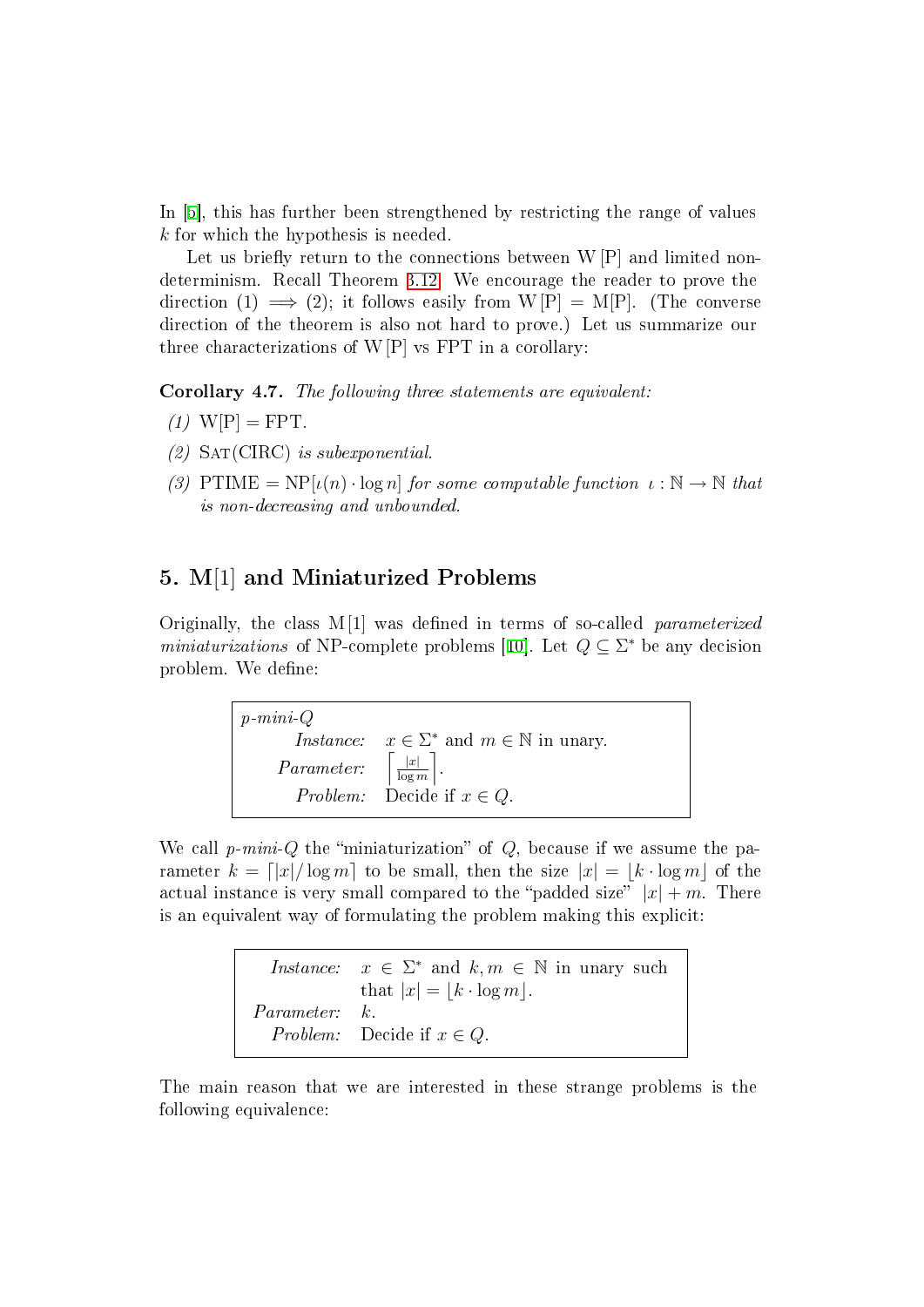In [5], this has further been strengthened by restricting the range of values $k$ for which the hypothesis is needed.

Let us briefly return to the connections between W[P] and limited nondeterminism. Recall Theorem 3.12. We encourage the reader to prove the direction (1) $\implies$ (2); it follows easily from W[P] = M[P]. (The converse direction of the theorem is also not hard to prove.) Let us summarize our three characterizations of W[P] vs FPT in a corollary:

**Corollary 4.7.** *The following three statements are equivalent:*

*(1)* W[P] = FPT.

*(2)* Sat(CIRC) *is subexponential.*

*(3)* PTIME = NP$[\iota(n) \cdot \log n]$ *for some computable function* $\iota : \mathbb{N} \to \mathbb{N}$ *that is non-decreasing and unbounded.*

## 5. M[1] and Miniaturized Problems

Originally, the class M[1] was defined in terms of so-called *parameterized miniaturizations* of NP-complete problems [10]. Let $Q \subseteq \Sigma^*$ be any decision problem. We define:

> *p-mini-Q*
> *Instance:* $x \in \Sigma^*$ and $m \in \mathbb{N}$ in unary.
> *Parameter:* $\left\lceil \frac{|x|}{\log m} \right\rceil$.
> *Problem:* Decide if $x \in Q$.

We call *p-mini-Q* the "miniaturization" of $Q$, because if we assume the parameter $k = \lceil |x|/\log m \rceil$ to be small, then the size $|x| = \lfloor k \cdot \log m \rfloor$ of the actual instance is very small compared to the "padded size" $|x| + m$. There is an equivalent way of formulating the problem making this explicit:

> *Instance:* $x \in \Sigma^*$ and $k, m \in \mathbb{N}$ in unary such that $|x| = \lfloor k \cdot \log m \rfloor$.
> *Parameter:* $k$.
> *Problem:* Decide if $x \in Q$.

The main reason that we are interested in these strange problems is the following equivalence: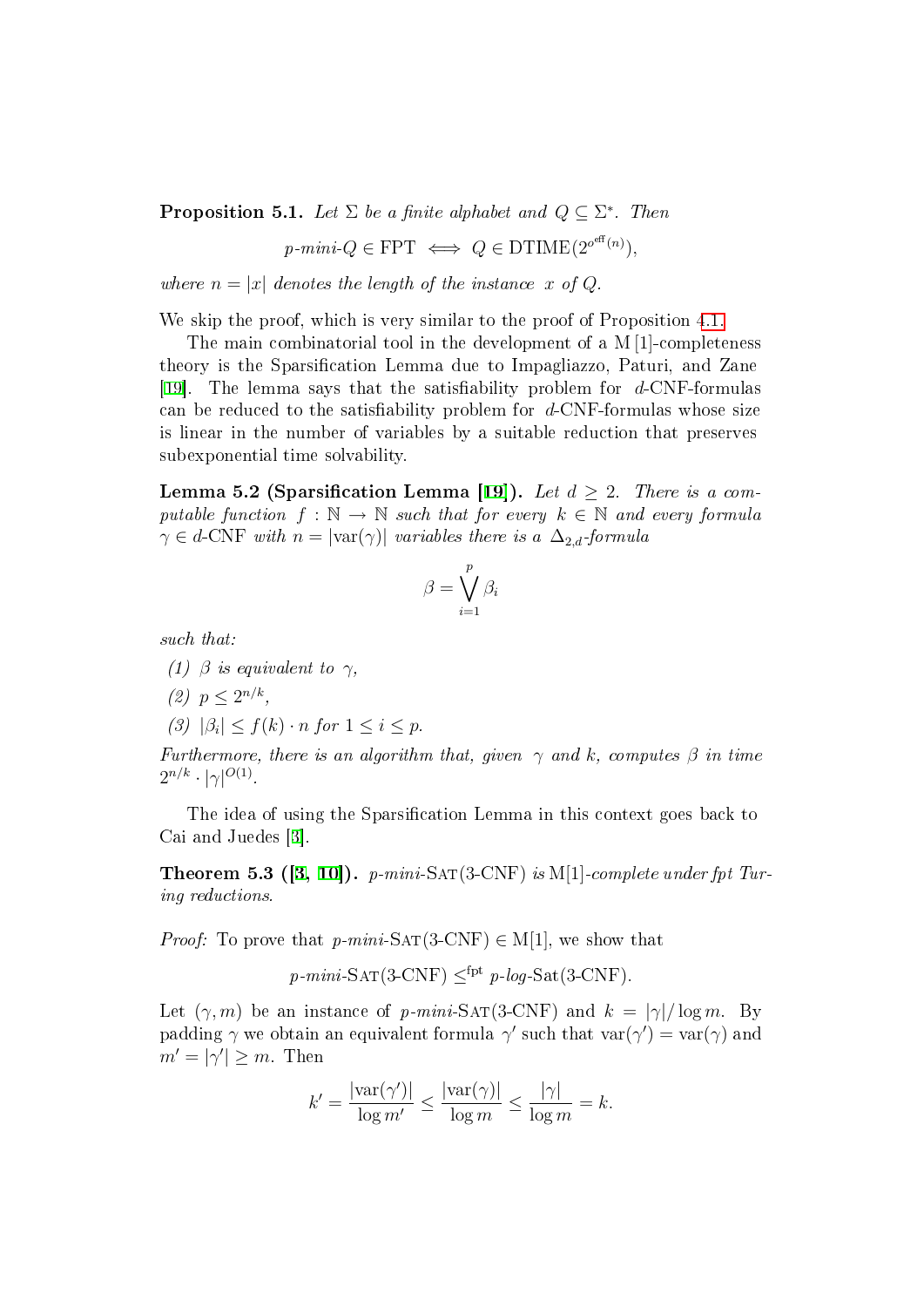**Proposition 5.1.** *Let $\Sigma$ be a finite alphabet and $Q \subseteq \Sigma^*$. Then*

$$p\text{-}mini\text{-}Q \in \mathrm{FPT} \iff Q \in \mathrm{DTIME}(2^{o^{\mathrm{eff}}(n)}),$$

*where $n = |x|$ denotes the length of the instance $x$ of $Q$.*

We skip the proof, which is very similar to the proof of Proposition 4.1.

The main combinatorial tool in the development of a M[1]-completeness theory is the Sparsification Lemma due to Impagliazzo, Paturi, and Zane [19]. The lemma says that the satisfiability problem for $d$-CNF-formulas can be reduced to the satisfiability problem for $d$-CNF-formulas whose size is linear in the number of variables by a suitable reduction that preserves subexponential time solvability.

**Lemma 5.2 (Sparsification Lemma [19]).** *Let $d \geq 2$. There is a computable function $f : \mathbb{N} \to \mathbb{N}$ such that for every $k \in \mathbb{N}$ and every formula $\gamma \in d$-CNF with $n = |\mathrm{var}(\gamma)|$ variables there is a $\Delta_{2,d}$-formula*

$$\beta = \bigvee_{i=1}^{p} \beta_i$$

*such that:*

*(1) $\beta$ is equivalent to $\gamma$,*

*(2) $p \leq 2^{n/k}$,*

*(3) $|\beta_i| \leq f(k) \cdot n$ for $1 \leq i \leq p$.*

*Furthermore, there is an algorithm that, given $\gamma$ and $k$, computes $\beta$ in time $2^{n/k} \cdot |\gamma|^{O(1)}$.*

The idea of using the Sparsification Lemma in this context goes back to Cai and Juedes [3].

**Theorem 5.3 ([3, 10]).** *$p$-mini-*SAT*(3-CNF) is* M[1]*-complete under fpt Turing reductions.*

*Proof:* To prove that $p$-*mini*-SAT(3-CNF) $\in$ M[1], we show that

$$p\text{-}mini\text{-}\textsc{Sat}(3\text{-CNF}) \leq^{\mathrm{fpt}} p\text{-}log\text{-}\mathrm{Sat}(3\text{-CNF}).$$

Let $(\gamma, m)$ be an instance of $p$-*mini*-SAT(3-CNF) and $k = |\gamma|/\log m$. By padding $\gamma$ we obtain an equivalent formula $\gamma'$ such that $\mathrm{var}(\gamma') = \mathrm{var}(\gamma)$ and $m' = |\gamma'| \geq m$. Then

$$k' = \frac{|\mathrm{var}(\gamma')|}{\log m'} \leq \frac{|\mathrm{var}(\gamma)|}{\log m} \leq \frac{|\gamma|}{\log m} = k.$$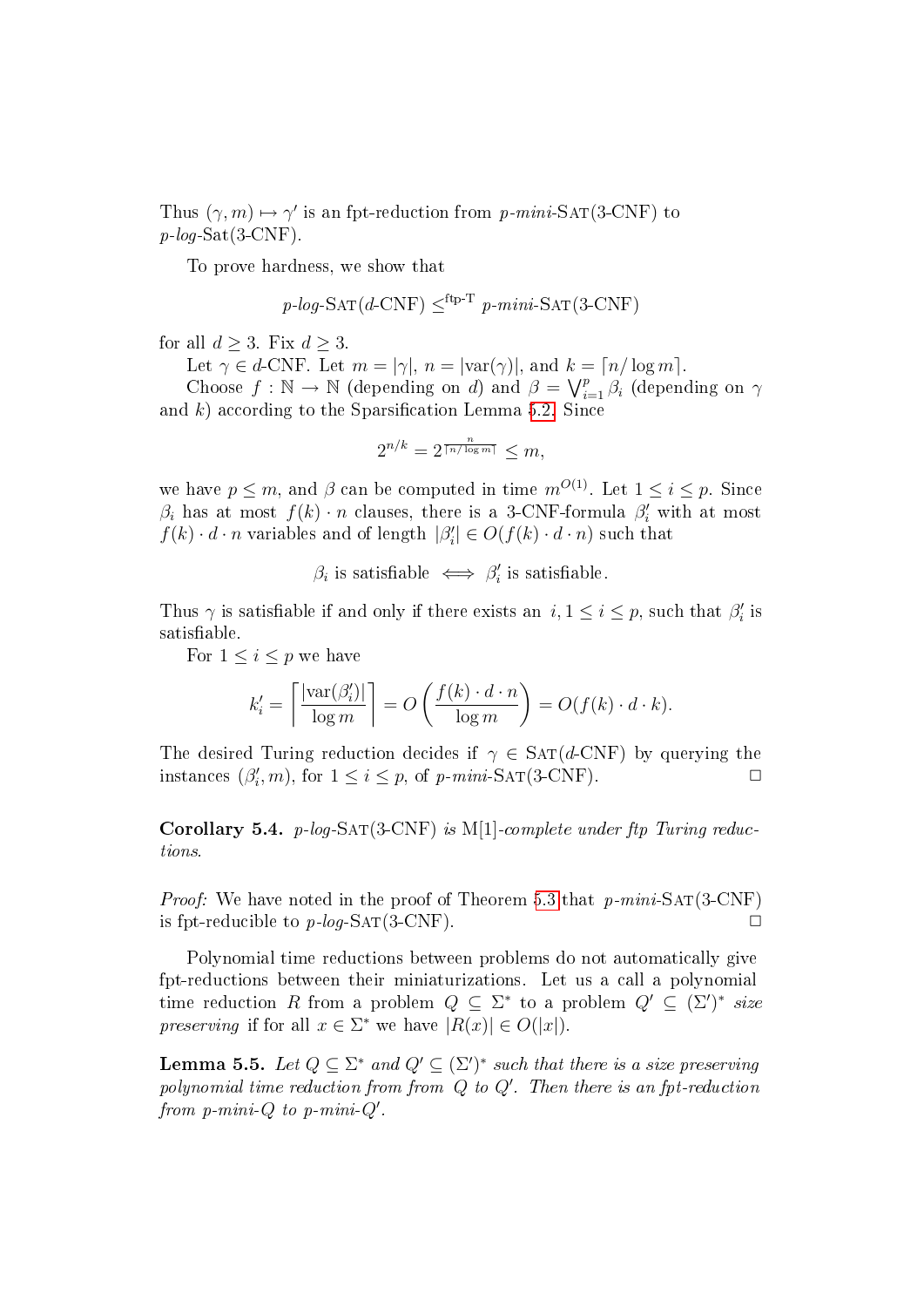Thus $(\gamma, m) \mapsto \gamma'$ is an fpt-reduction from $p$-*mini*-SAT(3-CNF) to $p$-*log*-Sat(3-CNF).

To prove hardness, we show that

$$p\text{-}log\text{-}\mathrm{SAT}(d\text{-CNF}) \leq^{\text{ftp-T}} p\text{-}mini\text{-}\mathrm{SAT}(3\text{-CNF})$$

for all $d \geq 3$. Fix $d \geq 3$.

Let $\gamma \in d$-CNF. Let $m = |\gamma|$, $n = |\mathrm{var}(\gamma)|$, and $k = \lceil n/\log m \rceil$.

Choose $f : \mathbb{N} \to \mathbb{N}$ (depending on $d$) and $\beta = \bigvee_{i=1}^{p} \beta_i$ (depending on $\gamma$ and $k$) according to the Sparsification Lemma 5.2. Since

$$2^{n/k} = 2^{\frac{n}{\lceil n/\log m \rceil}} \leq m,$$

we have $p \leq m$, and $\beta$ can be computed in time $m^{O(1)}$. Let $1 \leq i \leq p$. Since $\beta_i$ has at most $f(k) \cdot n$ clauses, there is a 3-CNF-formula $\beta_i'$ with at most $f(k) \cdot d \cdot n$ variables and of length $|\beta_i'| \in O(f(k) \cdot d \cdot n)$ such that

$$\beta_i \text{ is satisfiable} \iff \beta_i' \text{ is satisfiable}.$$

Thus $\gamma$ is satisfiable if and only if there exists an $i, 1 \leq i \leq p$, such that $\beta_i'$ is satisfiable.

For $1 \leq i \leq p$ we have

$$k_i' = \left\lceil \frac{|\mathrm{var}(\beta_i')|}{\log m} \right\rceil = O\left(\frac{f(k) \cdot d \cdot n}{\log m}\right) = O(f(k) \cdot d \cdot k).$$

The desired Turing reduction decides if $\gamma \in \mathrm{SAT}(d\text{-CNF})$ by querying the instances $(\beta_i', m)$, for $1 \leq i \leq p$, of $p$-*mini*-SAT(3-CNF). □

**Corollary 5.4.** *$p$-log-SAT(3-CNF) is M[1]-complete under ftp Turing reductions.*

*Proof:* We have noted in the proof of Theorem 5.3 that $p$-*mini*-SAT(3-CNF) is fpt-reducible to $p$-*log*-SAT(3-CNF). □

Polynomial time reductions between problems do not automatically give fpt-reductions between their miniaturizations. Let us a call a polynomial time reduction $R$ from a problem $Q \subseteq \Sigma^*$ to a problem $Q' \subseteq (\Sigma')^*$ *size preserving* if for all $x \in \Sigma^*$ we have $|R(x)| \in O(|x|)$.

**Lemma 5.5.** *Let $Q \subseteq \Sigma^*$ and $Q' \subseteq (\Sigma')^*$ such that there is a size preserving polynomial time reduction from from $Q$ to $Q'$. Then there is an fpt-reduction from $p$-mini-$Q$ to $p$-mini-$Q'$.*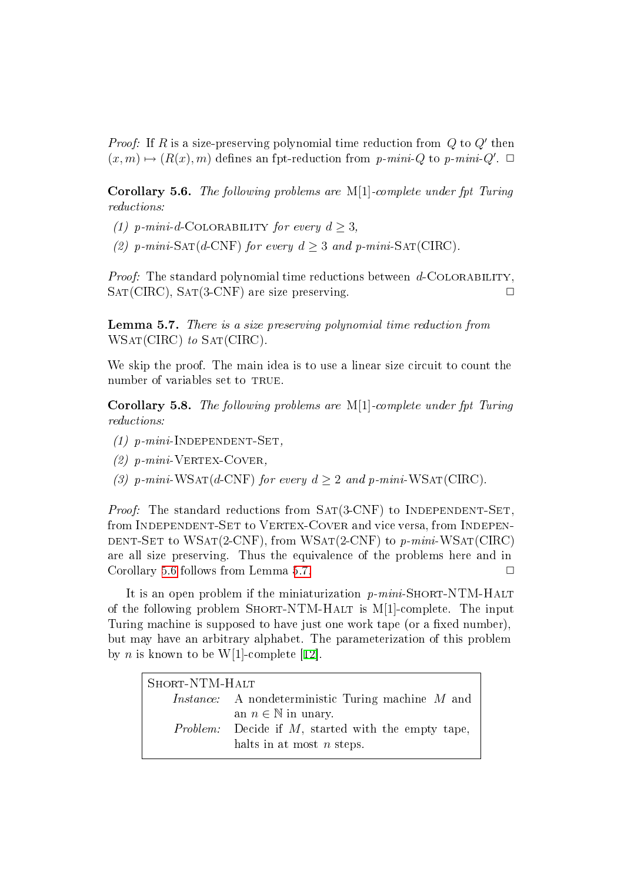*Proof:* If $R$ is a size-preserving polynomial time reduction from $Q$ to $Q'$ then $(x, m) \mapsto (R(x), m)$ defines an fpt-reduction from $p$-*mini*-$Q$ to $p$-*mini*-$Q'$. $\Box$

**Corollary 5.6.** *The following problems are* M[1]*-complete under fpt Turing reductions:*

*(1)* $p$-*mini*-$d$-Colorability *for every* $d \geq 3$,

*(2)* $p$-*mini*-Sat($d$-CNF) *for every* $d \geq 3$ *and* $p$-*mini*-Sat(CIRC).

*Proof:* The standard polynomial time reductions between $d$-Colorability, Sat(CIRC), Sat(3-CNF) are size preserving. $\Box$

**Lemma 5.7.** *There is a size preserving polynomial time reduction from* WSat(CIRC) *to* Sat(CIRC).

We skip the proof. The main idea is to use a linear size circuit to count the number of variables set to true.

**Corollary 5.8.** *The following problems are* M[1]*-complete under fpt Turing reductions:*

*(1)* $p$-*mini*-Independent-Set,

*(2)* $p$-*mini*-Vertex-Cover,

*(3)* $p$-*mini*-WSat($d$-CNF) *for every* $d \geq 2$ *and* $p$-*mini*-WSat(CIRC).

*Proof:* The standard reductions from Sat(3-CNF) to Independent-Set, from Independent-Set to Vertex-Cover and vice versa, from Independent-Set to WSat(2-CNF), from WSat(2-CNF) to $p$-*mini*-WSat(CIRC) are all size preserving. Thus the equivalence of the problems here and in Corollary 5.6 follows from Lemma 5.7. $\Box$

It is an open problem if the miniaturization $p$-*mini*-Short-NTM-Halt of the following problem Short-NTM-Halt is M[1]-complete. The input Turing machine is supposed to have just one work tape (or a fixed number), but may have an arbitrary alphabet. The parameterization of this problem by $n$ is known to be W[1]-complete [12].

| Short-NTM-Halt | |
|---|---|
| *Instance:* | A nondeterministic Turing machine $M$ and an $n \in \mathbb{N}$ in unary. |
| *Problem:* | Decide if $M$, started with the empty tape, halts in at most $n$ steps. |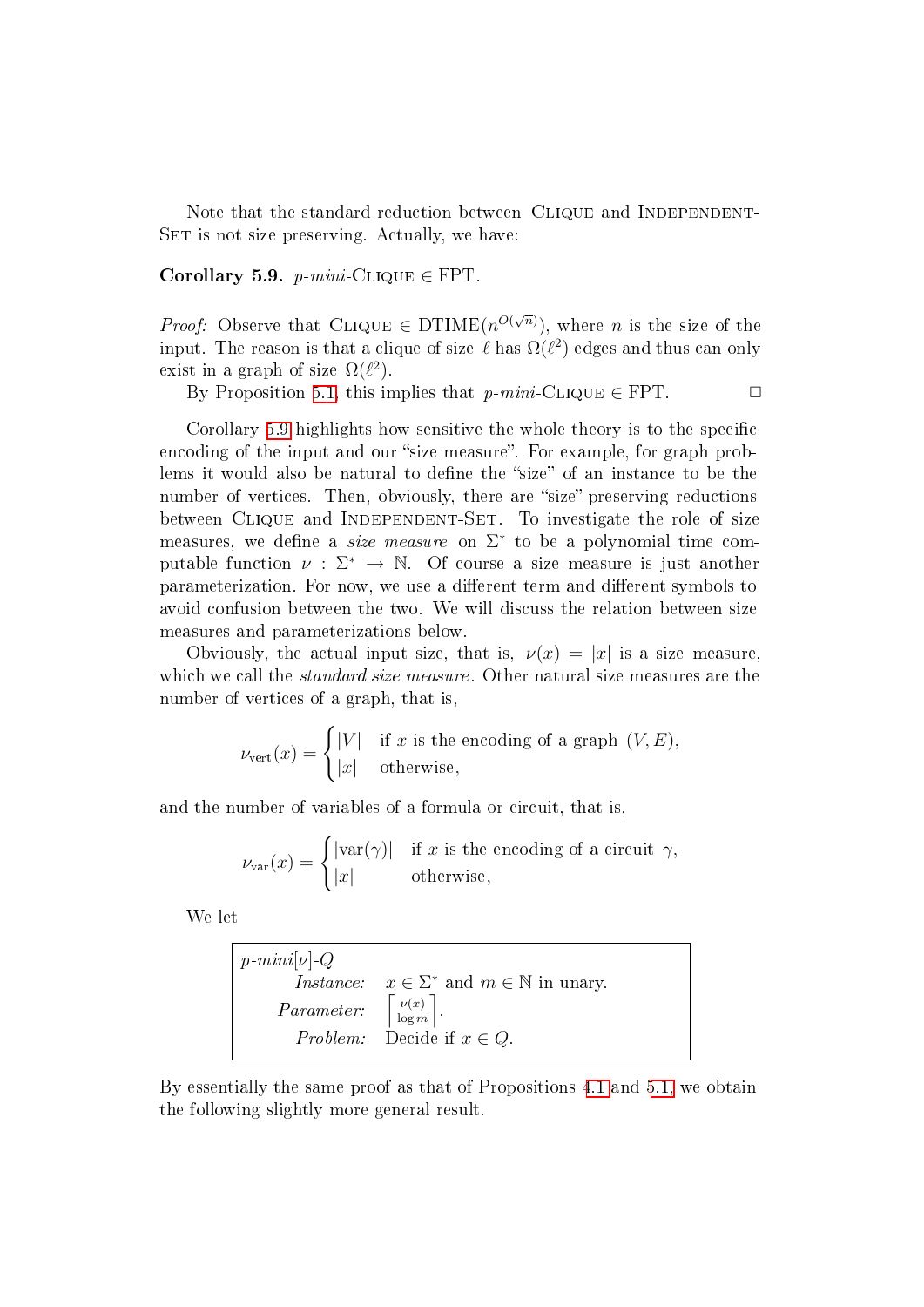Note that the standard reduction between Clique and Independent-Set is not size preserving. Actually, we have:

**Corollary 5.9.** $p$-*mini*-Clique $\in$ FPT.

*Proof:* Observe that Clique $\in \mathrm{DTIME}(n^{O(\sqrt{n})})$, where $n$ is the size of the input. The reason is that a clique of size $\ell$ has $\Omega(\ell^2)$ edges and thus can only exist in a graph of size $\Omega(\ell^2)$.

By Proposition 5.1, this implies that $p$-*mini*-Clique $\in$ FPT. □

Corollary 5.9 highlights how sensitive the whole theory is to the specific encoding of the input and our "size measure". For example, for graph problems it would also be natural to define the "size" of an instance to be the number of vertices. Then, obviously, there are "size"-preserving reductions between Clique and Independent-Set. To investigate the role of size measures, we define a *size measure* on $\Sigma^*$ to be a polynomial time computable function $\nu : \Sigma^* \to \mathbb{N}$. Of course a size measure is just another parameterization. For now, we use a different term and different symbols to avoid confusion between the two. We will discuss the relation between size measures and parameterizations below.

Obviously, the actual input size, that is, $\nu(x) = |x|$ is a size measure, which we call the *standard size measure*. Other natural size measures are the number of vertices of a graph, that is,

$$\nu_{\mathrm{vert}}(x) = \begin{cases} |V| & \text{if } x \text{ is the encoding of a graph } (V, E), \\ |x| & \text{otherwise,} \end{cases}$$

and the number of variables of a formula or circuit, that is,

$$\nu_{\mathrm{var}}(x) = \begin{cases} |\mathrm{var}(\gamma)| & \text{if } x \text{ is the encoding of a circuit } \gamma, \\ |x| & \text{otherwise,} \end{cases}$$

We let

| $p$-*mini*[$\nu$]-$Q$ | |
|---|---|
| *Instance:* | $x \in \Sigma^*$ and $m \in \mathbb{N}$ in unary. |
| *Parameter:* | $\left\lceil \frac{\nu(x)}{\log m} \right\rceil$. |
| *Problem:* | Decide if $x \in Q$. |

By essentially the same proof as that of Propositions 4.1 and 5.1, we obtain the following slightly more general result.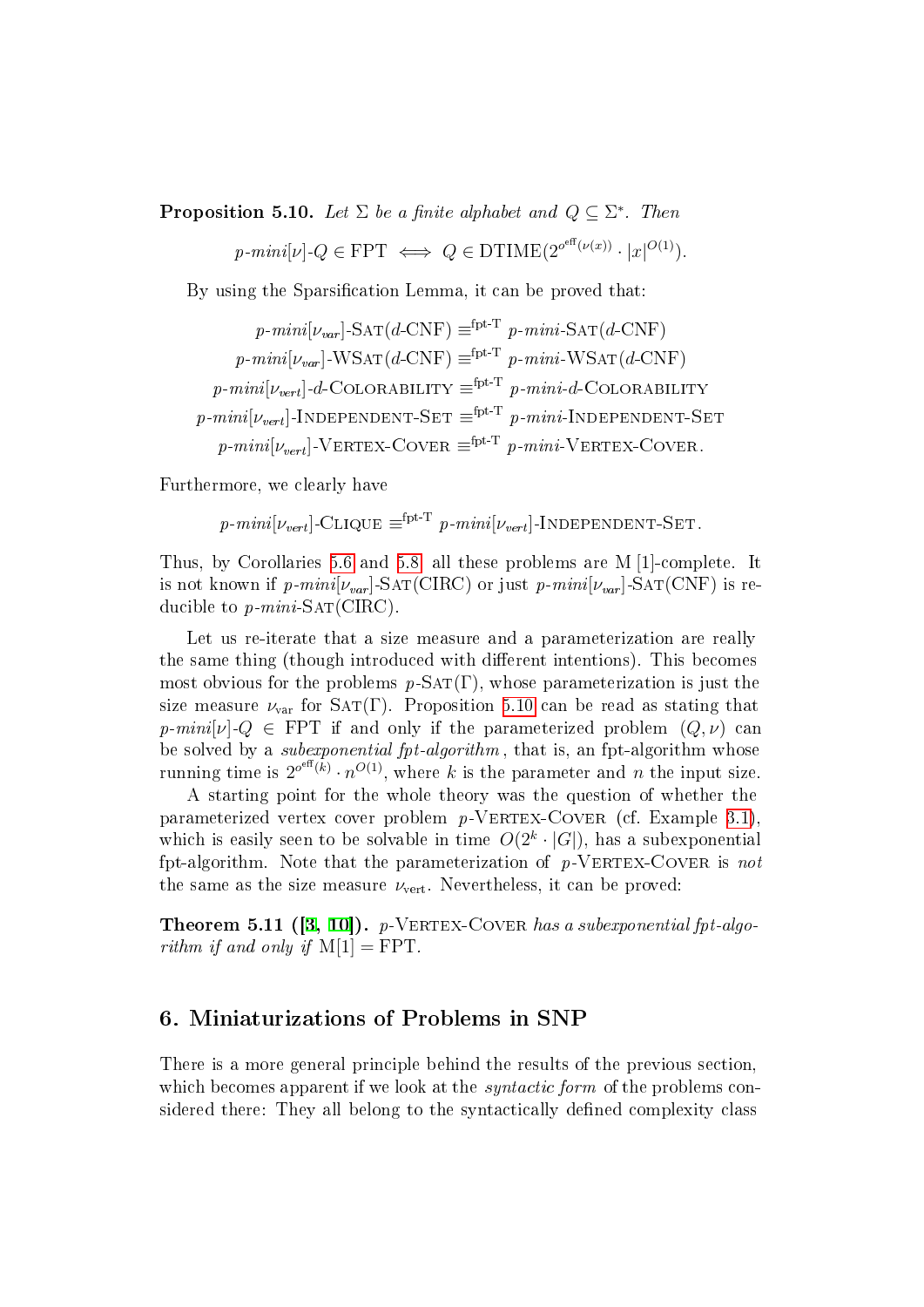**Proposition 5.10.** *Let $\Sigma$ be a finite alphabet and $Q \subseteq \Sigma^*$. Then*

$$p\text{-}mini[\nu]\text{-}Q \in \mathrm{FPT} \iff Q \in \mathrm{DTIME}(2^{o^{\mathrm{eff}}(\nu(x))} \cdot |x|^{O(1)}).$$

By using the Sparsification Lemma, it can be proved that:

$$p\text{-}mini[\nu_{var}]\text{-}\mathrm{SAT}(d\text{-CNF}) \equiv^{\text{fpt-T}} p\text{-}mini\text{-}\mathrm{SAT}(d\text{-CNF})$$
$$p\text{-}mini[\nu_{var}]\text{-}\mathrm{WSAT}(d\text{-CNF}) \equiv^{\text{fpt-T}} p\text{-}mini\text{-}\mathrm{WSAT}(d\text{-CNF})$$
$$p\text{-}mini[\nu_{vert}]\text{-}d\text{-}\mathrm{COLORABILITY} \equiv^{\text{fpt-T}} p\text{-}mini\text{-}d\text{-}\mathrm{COLORABILITY}$$
$$p\text{-}mini[\nu_{vert}]\text{-}\mathrm{INDEPENDENT\text{-}SET} \equiv^{\text{fpt-T}} p\text{-}mini\text{-}\mathrm{INDEPENDENT\text{-}SET}$$
$$p\text{-}mini[\nu_{vert}]\text{-}\mathrm{VERTEX\text{-}COVER} \equiv^{\text{fpt-T}} p\text{-}mini\text{-}\mathrm{VERTEX\text{-}COVER}.$$

Furthermore, we clearly have

$$p\text{-}mini[\nu_{vert}]\text{-}\mathrm{CLIQUE} \equiv^{\text{fpt-T}} p\text{-}mini[\nu_{vert}]\text{-}\mathrm{INDEPENDENT\text{-}SET}.$$

Thus, by Corollaries 5.6 and 5.8, all these problems are M[1]-complete. It is not known if $p$-*mini*$[\nu_{var}]$-SAT(CIRC) or just $p$-*mini*$[\nu_{var}]$-SAT(CNF) is reducible to $p$-*mini*-SAT(CIRC).

Let us re-iterate that a size measure and a parameterization are really the same thing (though introduced with different intentions). This becomes most obvious for the problems $p$-SAT$(\Gamma)$, whose parameterization is just the size measure $\nu_{\mathrm{var}}$ for SAT$(\Gamma)$. Proposition 5.10 can be read as stating that $p$-*mini*$[\nu]$-$Q \in$ FPT if and only if the parameterized problem $(Q, \nu)$ can be solved by a *subexponential fpt-algorithm*, that is, an fpt-algorithm whose running time is $2^{o^{\mathrm{eff}}(k)} \cdot n^{O(1)}$, where $k$ is the parameter and $n$ the input size.

A starting point for the whole theory was the question of whether the parameterized vertex cover problem $p$-VERTEX-COVER (cf. Example 3.1), which is easily seen to be solvable in time $O(2^k \cdot |G|)$, has a subexponential fpt-algorithm. Note that the parameterization of $p$-VERTEX-COVER is *not* the same as the size measure $\nu_{\mathrm{vert}}$. Nevertheless, it can be proved:

**Theorem 5.11 ([3, 10]).** *$p$-VERTEX-COVER has a subexponential fpt-algorithm if and only if* M[1] = FPT.

## 6. Miniaturizations of Problems in SNP

There is a more general principle behind the results of the previous section, which becomes apparent if we look at the *syntactic form* of the problems considered there: They all belong to the syntactically defined complexity class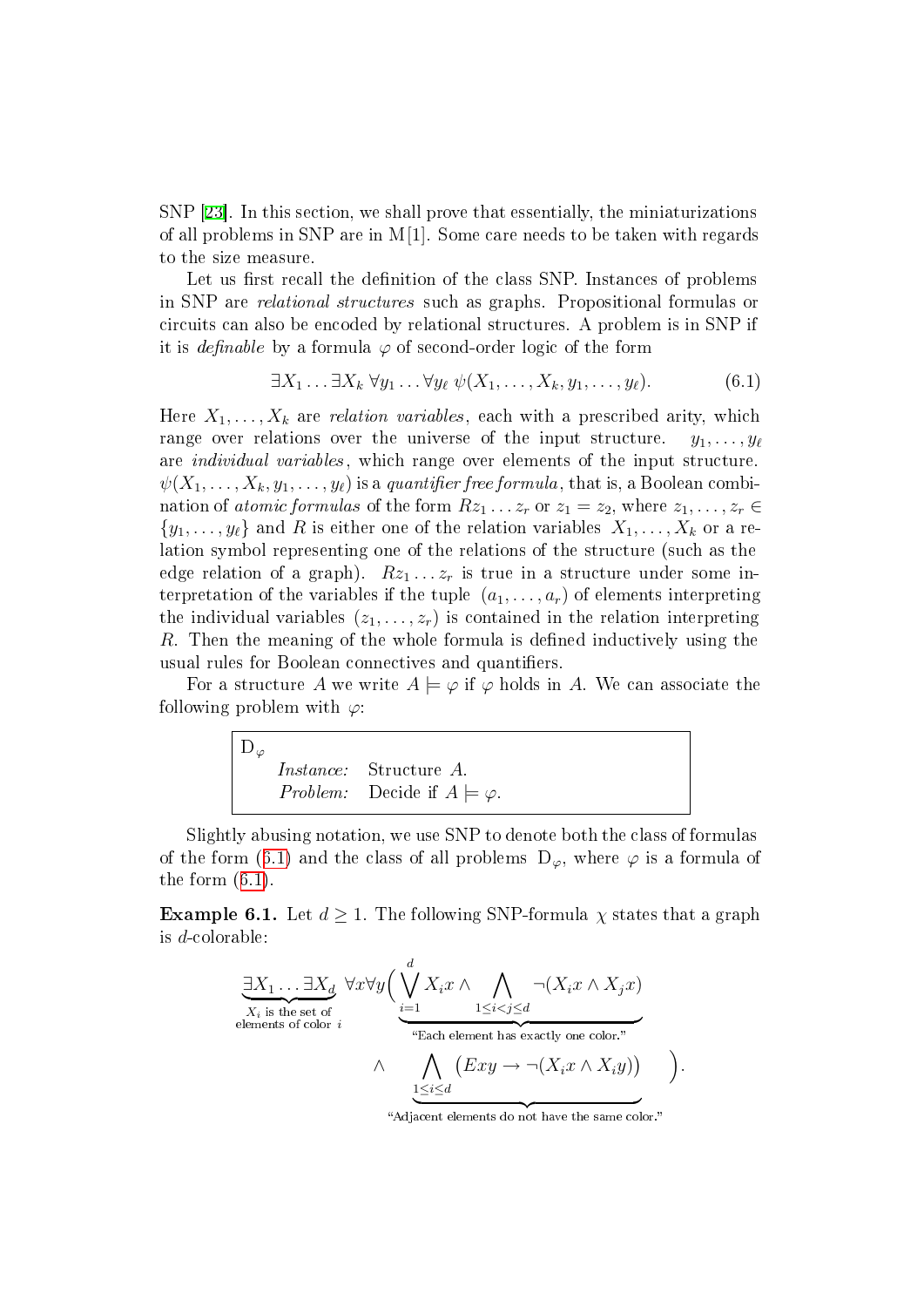SNP [23]. In this section, we shall prove that essentially, the miniaturizations of all problems in SNP are in M[1]. Some care needs to be taken with regards to the size measure.

Let us first recall the definition of the class SNP. Instances of problems in SNP are *relational structures* such as graphs. Propositional formulas or circuits can also be encoded by relational structures. A problem is in SNP if it is *definable* by a formula $\varphi$ of second-order logic of the form

$$\exists X_1 \dots \exists X_k \, \forall y_1 \dots \forall y_\ell \; \psi(X_1, \dots, X_k, y_1, \dots, y_\ell). \tag{6.1}$$

Here $X_1, \dots, X_k$ are *relation variables*, each with a prescribed arity, which range over relations over the universe of the input structure. $y_1, \dots, y_\ell$ are *individual variables*, which range over elements of the input structure. $\psi(X_1, \dots, X_k, y_1, \dots, y_\ell)$ is a *quantifier free formula*, that is, a Boolean combination of *atomic formulas* of the form $Rz_1 \dots z_r$ or $z_1 = z_2$, where $z_1, \dots, z_r \in \{y_1, \dots, y_\ell\}$ and $R$ is either one of the relation variables $X_1, \dots, X_k$ or a relation symbol representing one of the relations of the structure (such as the edge relation of a graph). $Rz_1 \dots z_r$ is true in a structure under some interpretation of the variables if the tuple $(a_1, \dots, a_r)$ of elements interpreting the individual variables $(z_1, \dots, z_r)$ is contained in the relation interpreting $R$. Then the meaning of the whole formula is defined inductively using the usual rules for Boolean connectives and quantifiers.

For a structure $A$ we write $A \models \varphi$ if $\varphi$ holds in $A$. We can associate the following problem with $\varphi$:

> $\mathrm{D}_\varphi$
> *Instance:* Structure $A$.
> *Problem:* Decide if $A \models \varphi$.

Slightly abusing notation, we use SNP to denote both the class of formulas of the form (6.1) and the class of all problems $\mathrm{D}_\varphi$, where $\varphi$ is a formula of the form (6.1).

**Example 6.1.** Let $d \geq 1$. The following SNP-formula $\chi$ states that a graph is $d$-colorable:

$$\underbrace{\exists X_1 \dots \exists X_d}_{\substack{X_i \text{ is the set of} \\ \text{elements of color } i}} \forall x \forall y \Big( \underbrace{\bigvee_{i=1}^{d} X_i x \wedge \bigwedge_{1 \leq i < j \leq d} \neg(X_i x \wedge X_j x)}_{\text{"Each element has exactly one color."}} \wedge \underbrace{\bigwedge_{1 \leq i \leq d} \big( Exy \rightarrow \neg(X_i x \wedge X_i y) \big)}_{\text{"Adjacent elements do not have the same color."}} \Big).$$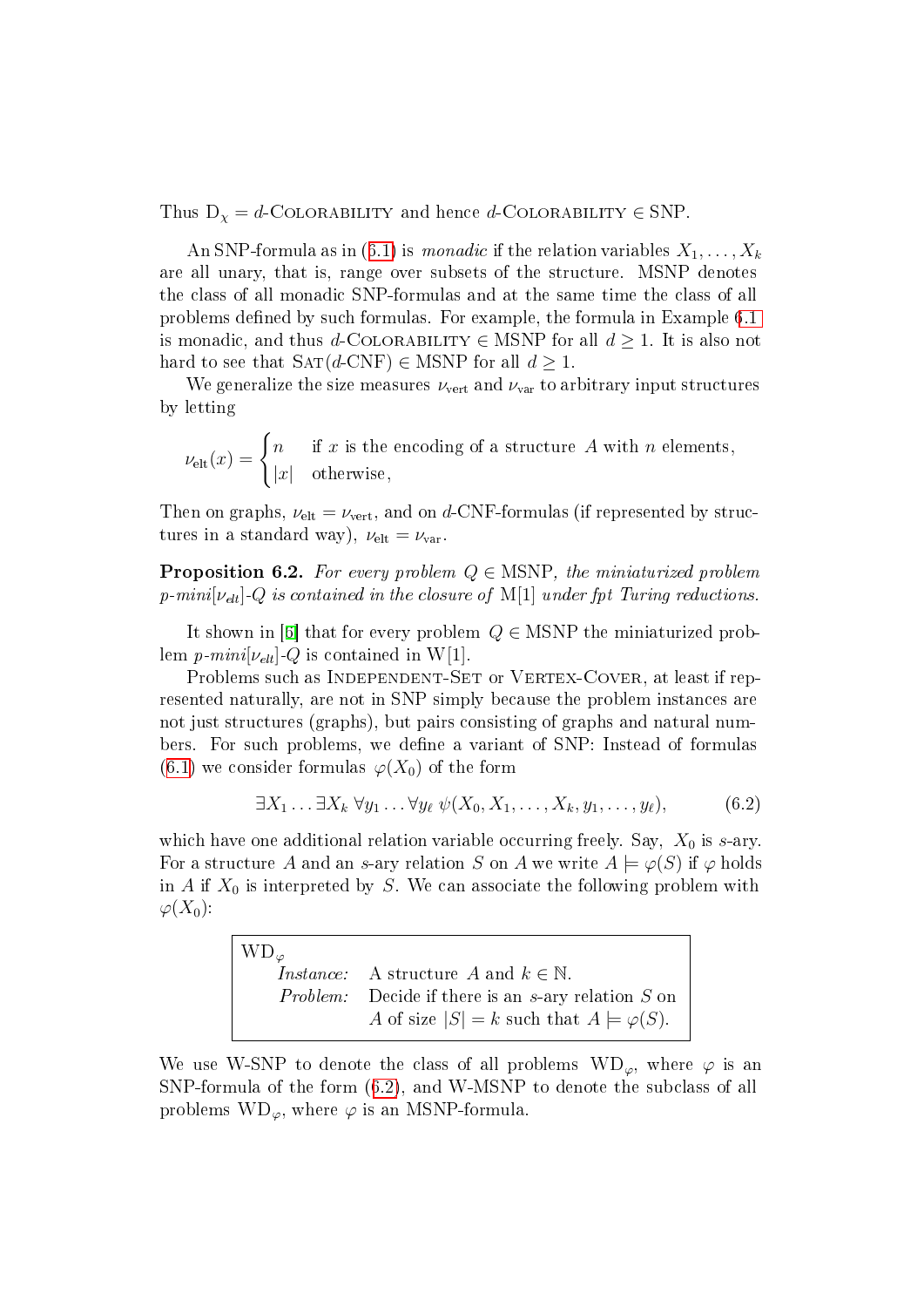Thus $\mathrm{D}_\chi = d$-Colorability and hence $d$-Colorability $\in$ SNP.

An SNP-formula as in (6.1) is *monadic* if the relation variables $X_1, \ldots, X_k$ are all unary, that is, range over subsets of the structure. MSNP denotes the class of all monadic SNP-formulas and at the same time the class of all problems defined by such formulas. For example, the formula in Example 6.1 is monadic, and thus $d$-Colorability $\in$ MSNP for all $d \geq 1$. It is also not hard to see that $\textsc{Sat}(d\text{-CNF}) \in$ MSNP for all $d \geq 1$.

We generalize the size measures $\nu_{\text{vert}}$ and $\nu_{\text{var}}$ to arbitrary input structures by letting

$$\nu_{\text{elt}}(x) = \begin{cases} n & \text{if } x \text{ is the encoding of a structure } A \text{ with } n \text{ elements,} \\ |x| & \text{otherwise,} \end{cases}$$

Then on graphs, $\nu_{\text{elt}} = \nu_{\text{vert}}$, and on $d$-CNF-formulas (if represented by structures in a standard way), $\nu_{\text{elt}} = \nu_{\text{var}}$.

**Proposition 6.2.** *For every problem $Q \in$ MSNP, the miniaturized problem $p$-mini$[\nu_{elt}]$-$Q$ is contained in the closure of* M[1] *under fpt Turing reductions.*

It shown in [6] that for every problem $Q \in$ MSNP the miniaturized problem $p$-*mini*$[\nu_{elt}]$-$Q$ is contained in W[1].

Problems such as Independent-Set or Vertex-Cover, at least if represented naturally, are not in SNP simply because the problem instances are not just structures (graphs), but pairs consisting of graphs and natural numbers. For such problems, we define a variant of SNP: Instead of formulas (6.1) we consider formulas $\varphi(X_0)$ of the form

$$\exists X_1 \ldots \exists X_k \, \forall y_1 \ldots \forall y_\ell \; \psi(X_0, X_1, \ldots, X_k, y_1, \ldots, y_\ell), \tag{6.2}$$

which have one additional relation variable occurring freely. Say, $X_0$ is $s$-ary. For a structure $A$ and an $s$-ary relation $S$ on $A$ we write $A \models \varphi(S)$ if $\varphi$ holds in $A$ if $X_0$ is interpreted by $S$. We can associate the following problem with $\varphi(X_0)$:

> $\mathrm{WD}_\varphi$
> *Instance:* A structure $A$ and $k \in \mathbb{N}$.
> *Problem:* Decide if there is an $s$-ary relation $S$ on $A$ of size $|S| = k$ such that $A \models \varphi(S)$.

We use W-SNP to denote the class of all problems $\mathrm{WD}_\varphi$, where $\varphi$ is an SNP-formula of the form (6.2), and W-MSNP to denote the subclass of all problems $\mathrm{WD}_\varphi$, where $\varphi$ is an MSNP-formula.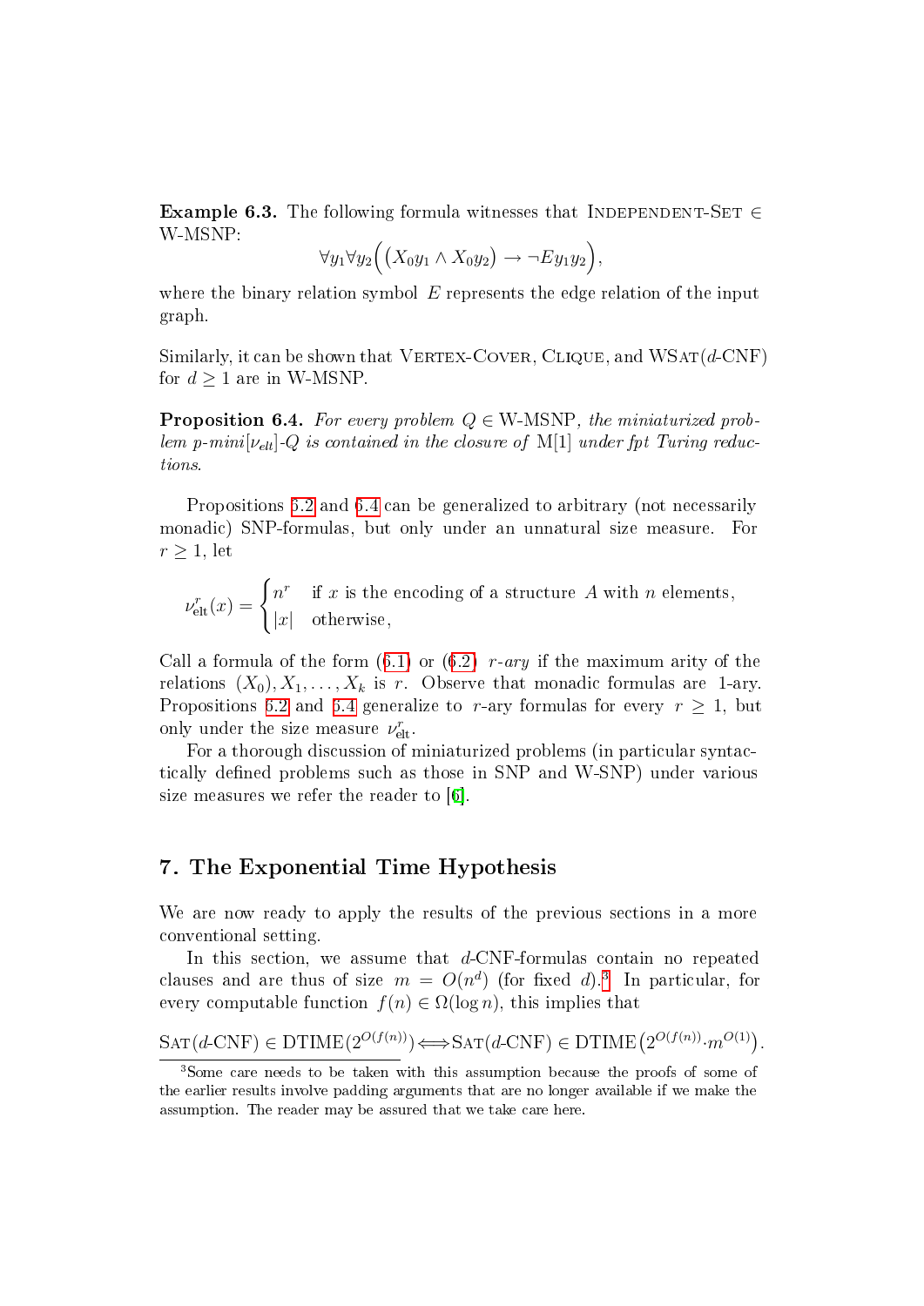**Example 6.3.** The following formula witnesses that INDEPENDENT-SET $\in$ W-MSNP:

$$\forall y_1 \forall y_2 \Big( \big( X_0 y_1 \wedge X_0 y_2 \big) \rightarrow \neg E y_1 y_2 \Big),$$

where the binary relation symbol $E$ represents the edge relation of the input graph.

Similarly, it can be shown that VERTEX-COVER, CLIQUE, and WSAT($d$-CNF) for $d \geq 1$ are in W-MSNP.

**Proposition 6.4.** *For every problem $Q \in$ W-MSNP, the miniaturized problem p-mini$[\nu_{\text{elt}}]$-$Q$ is contained in the closure of* M[1] *under fpt Turing reductions.*

Propositions 6.2 and 6.4 can be generalized to arbitrary (not necessarily monadic) SNP-formulas, but only under an unnatural size measure. For $r \geq 1$, let

$$\nu_{\text{elt}}^r(x) = \begin{cases} n^r & \text{if } x \text{ is the encoding of a structure } A \text{ with } n \text{ elements,} \\ |x| & \text{otherwise,} \end{cases}$$

Call a formula of the form (6.1) or (6.2) *$r$-ary* if the maximum arity of the relations $(X_0), X_1, \ldots, X_k$ is $r$. Observe that monadic formulas are 1-ary. Propositions 6.2 and 6.4 generalize to $r$-ary formulas for every $r \geq 1$, but only under the size measure $\nu_{\text{elt}}^r$.

For a thorough discussion of miniaturized problems (in particular syntactically defined problems such as those in SNP and W-SNP) under various size measures we refer the reader to [6].

## 7. The Exponential Time Hypothesis

We are now ready to apply the results of the previous sections in a more conventional setting.

In this section, we assume that $d$-CNF-formulas contain no repeated clauses and are thus of size $m = O(n^d)$ (for fixed $d$).[3] In particular, for every computable function $f(n) \in \Omega(\log n)$, this implies that

$$\text{SAT}(d\text{-CNF}) \in \text{DTIME}(2^{O(f(n))}) \Longleftrightarrow \text{SAT}(d\text{-CNF}) \in \text{DTIME}\big(2^{O(f(n))} \cdot m^{O(1)}\big).$$

[3] Some care needs to be taken with this assumption because the proofs of some of the earlier results involve padding arguments that are no longer available if we make the assumption. The reader may be assured that we take care here.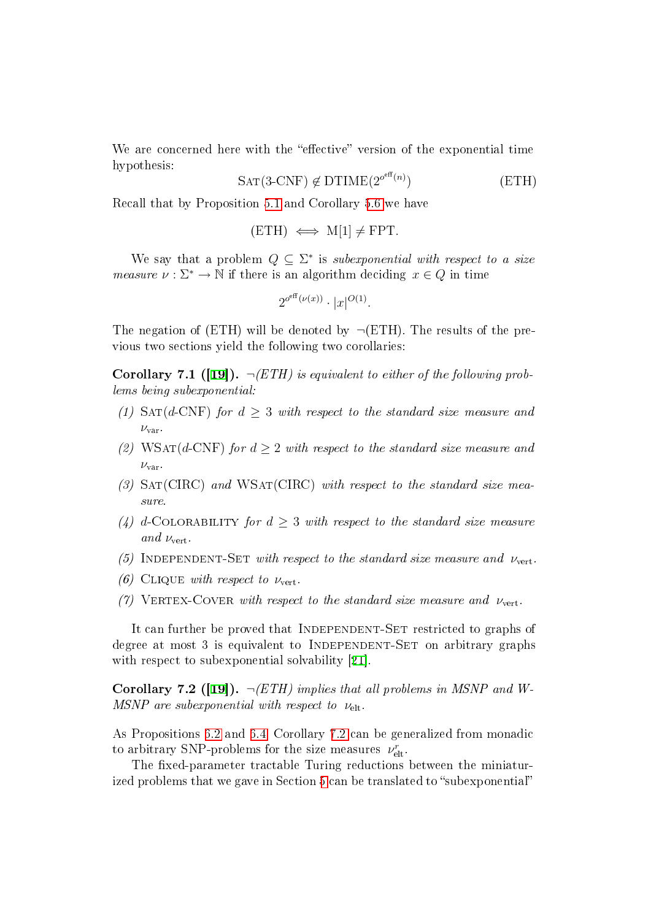We are concerned here with the "effective" version of the exponential time hypothesis:

$$\text{SAT(3-CNF)} \notin \text{DTIME}(2^{o^{\text{eff}}(n)}) \qquad \text{(ETH)}$$

Recall that by Proposition 5.1 and Corollary 5.6 we have

$$\text{(ETH)} \iff \text{M[1]} \neq \text{FPT}.$$

We say that a problem $Q \subseteq \Sigma^*$ is *subexponential with respect to a size measure* $\nu : \Sigma^* \to \mathbb{N}$ if there is an algorithm deciding $x \in Q$ in time

$$2^{o^{\text{eff}}(\nu(x))} \cdot |x|^{O(1)}.$$

The negation of (ETH) will be denoted by $\neg$(ETH). The results of the previous two sections yield the following two corollaries:

**Corollary 7.1 ([19]).** *$\neg$(ETH) is equivalent to either of the following problems being subexponential:*

*(1) SAT($d$-CNF) for $d \geq 3$ with respect to the standard size measure and $\nu_{\text{var}}$.*

*(2) WSAT($d$-CNF) for $d \geq 2$ with respect to the standard size measure and $\nu_{\text{var}}$.*

*(3) SAT(CIRC) and WSAT(CIRC) with respect to the standard size measure.*

*(4) $d$-COLORABILITY for $d \geq 3$ with respect to the standard size measure and $\nu_{\text{vert}}$.*

*(5) INDEPENDENT-SET with respect to the standard size measure and $\nu_{\text{vert}}$.*

*(6) CLIQUE with respect to $\nu_{\text{vert}}$.*

*(7) VERTEX-COVER with respect to the standard size measure and $\nu_{\text{vert}}$.*

It can further be proved that INDEPENDENT-SET restricted to graphs of degree at most 3 is equivalent to INDEPENDENT-SET on arbitrary graphs with respect to subexponential solvability [21].

**Corollary 7.2 ([19]).** *$\neg$(ETH) implies that all problems in MSNP and W-MSNP are subexponential with respect to $\nu_{\text{elt}}$.*

As Propositions 5.2 and 5.4, Corollary 7.2 can be generalized from monadic to arbitrary SNP-problems for the size measures $\nu^{r}_{\text{elt}}$.

The fixed-parameter tractable Turing reductions between the miniaturized problems that we gave in Section 5 can be translated to "subexponential"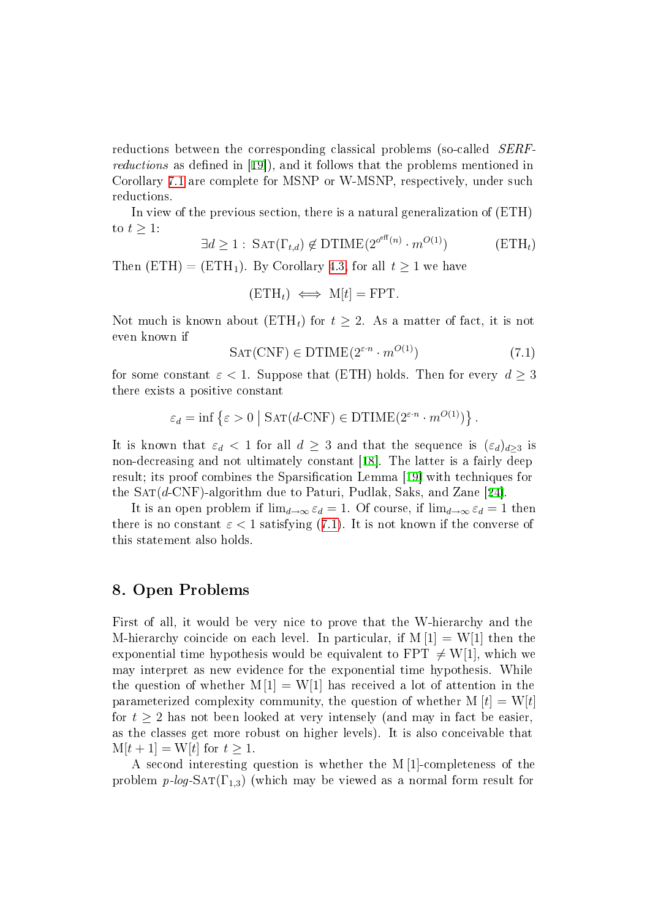reductions between the corresponding classical problems (so-called *SERF-reductions* as defined in [19]), and it follows that the problems mentioned in Corollary 7.1 are complete for MSNP or W-MSNP, respectively, under such reductions.

In view of the previous section, there is a natural generalization of (ETH) to $t \geq 1$:

$$\exists d \geq 1 : \text{SAT}(\Gamma_{t,d}) \notin \text{DTIME}(2^{o^{\text{eff}}(n)} \cdot m^{O(1)}) \qquad (\text{ETH}_t)$$

Then (ETH) $=$ ($\text{ETH}_1$). By Corollary 4.3, for all $t \geq 1$ we have

$$(\text{ETH}_t) \iff \text{M}[t] = \text{FPT}.$$

Not much is known about ($\text{ETH}_t$) for $t \geq 2$. As a matter of fact, it is not even known if

$$\text{SAT}(\text{CNF}) \in \text{DTIME}(2^{\varepsilon \cdot n} \cdot m^{O(1)}) \qquad (7.1)$$

for some constant $\varepsilon < 1$. Suppose that (ETH) holds. Then for every $d \geq 3$ there exists a positive constant

$$\varepsilon_d = \inf \left\{ \varepsilon > 0 \mid \text{SAT}(d\text{-CNF}) \in \text{DTIME}(2^{\varepsilon \cdot n} \cdot m^{O(1)}) \right\}.$$

It is known that $\varepsilon_d < 1$ for all $d \geq 3$ and that the sequence is $(\varepsilon_d)_{d \geq 3}$ is non-decreasing and not ultimately constant [18]. The latter is a fairly deep result; its proof combines the Sparsification Lemma [19] with techniques for the SAT($d$-CNF)-algorithm due to Paturi, Pudlak, Saks, and Zane [24].

It is an open problem if $\lim_{d \to \infty} \varepsilon_d = 1$. Of course, if $\lim_{d \to \infty} \varepsilon_d = 1$ then there is no constant $\varepsilon < 1$ satisfying (7.1). It is not known if the converse of this statement also holds.

## 8. Open Problems

First of all, it would be very nice to prove that the W-hierarchy and the M-hierarchy coincide on each level. In particular, if M[1] = W[1] then the exponential time hypothesis would be equivalent to FPT $\neq$ W[1], which we may interpret as new evidence for the exponential time hypothesis. While the question of whether M[1] = W[1] has received a lot of attention in the parameterized complexity community, the question of whether M[$t$] = W[$t$] for $t \geq 2$ has not been looked at very intensely (and may in fact be easier, as the classes get more robust on higher levels). It is also conceivable that M[$t+1$] = W[$t$] for $t \geq 1$.

A second interesting question is whether the M[1]-completeness of the problem $p$-$log$-SAT($\Gamma_{1,3}$) (which may be viewed as a normal form result for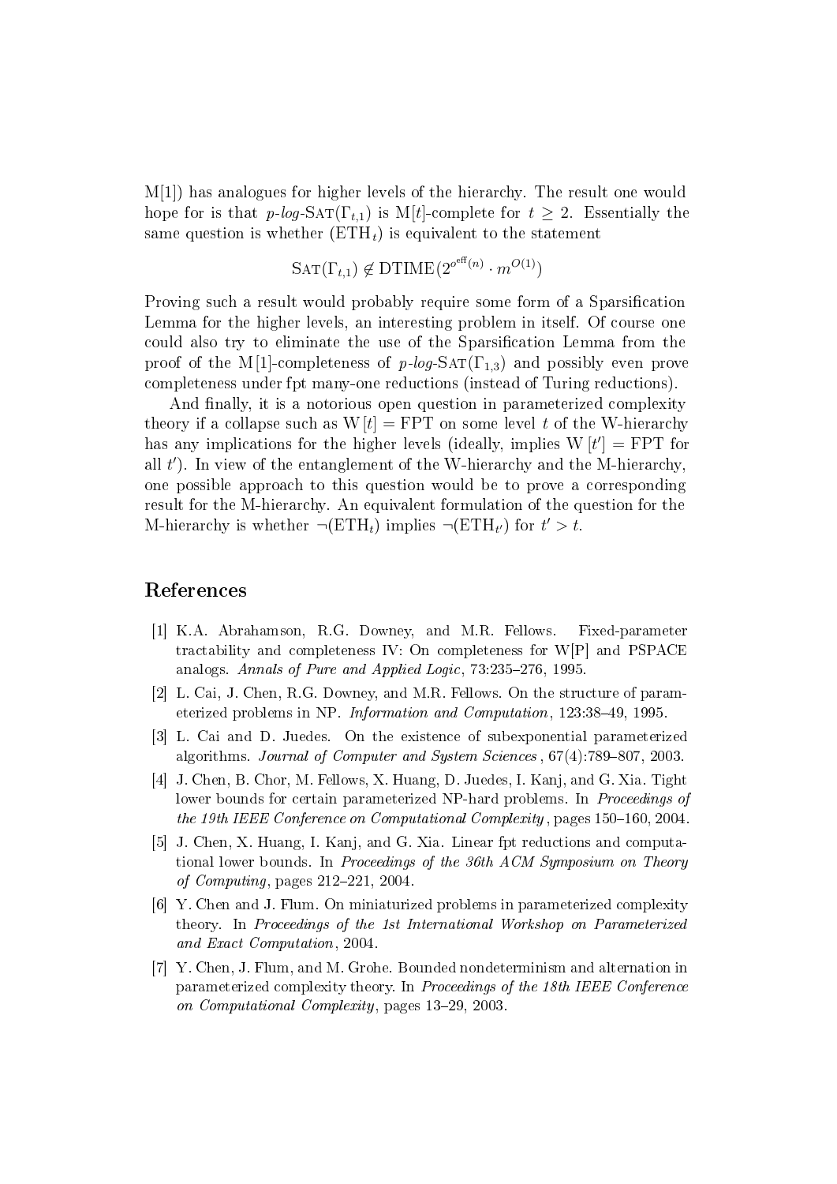M[1]) has analogues for higher levels of the hierarchy. The result one would hope for is that $p$-*log*-$\text{SAT}(\Gamma_{t,1})$ is M[$t$]-complete for $t \geq 2$. Essentially the same question is whether $(\text{ETH}_t)$ is equivalent to the statement

$$\text{SAT}(\Gamma_{t,1}) \notin \text{DTIME}(2^{o^{\text{eff}}(n)} \cdot m^{O(1)})$$

Proving such a result would probably require some form of a Sparsification Lemma for the higher levels, an interesting problem in itself. Of course one could also try to eliminate the use of the Sparsification Lemma from the proof of the M[1]-completeness of $p$-*log*-$\text{SAT}(\Gamma_{1,3})$ and possibly even prove completeness under fpt many-one reductions (instead of Turing reductions).

And finally, it is a notorious open question in parameterized complexity theory if a collapse such as $\text{W}[t] = \text{FPT}$ on some level $t$ of the W-hierarchy has any implications for the higher levels (ideally, implies $\text{W}[t'] = \text{FPT}$ for all $t'$). In view of the entanglement of the W-hierarchy and the M-hierarchy, one possible approach to this question would be to prove a corresponding result for the M-hierarchy. An equivalent formulation of the question for the M-hierarchy is whether $\neg(\text{ETH}_t)$ implies $\neg(\text{ETH}_{t'})$ for $t' > t$.

## References

[1] K.A. Abrahamson, R.G. Downey, and M.R. Fellows. Fixed-parameter tractability and completeness IV: On completeness for W[P] and PSPACE analogs. *Annals of Pure and Applied Logic*, 73:235–276, 1995.

[2] L. Cai, J. Chen, R.G. Downey, and M.R. Fellows. On the structure of parameterized problems in NP. *Information and Computation*, 123:38–49, 1995.

[3] L. Cai and D. Juedes. On the existence of subexponential parameterized algorithms. *Journal of Computer and System Sciences*, 67(4):789–807, 2003.

[4] J. Chen, B. Chor, M. Fellows, X. Huang, D. Juedes, I. Kanj, and G. Xia. Tight lower bounds for certain parameterized NP-hard problems. In *Proceedings of the 19th IEEE Conference on Computational Complexity*, pages 150–160, 2004.

[5] J. Chen, X. Huang, I. Kanj, and G. Xia. Linear fpt reductions and computational lower bounds. In *Proceedings of the 36th ACM Symposium on Theory of Computing*, pages 212–221, 2004.

[6] Y. Chen and J. Flum. On miniaturized problems in parameterized complexity theory. In *Proceedings of the 1st International Workshop on Parameterized and Exact Computation*, 2004.

[7] Y. Chen, J. Flum, and M. Grohe. Bounded nondeterminism and alternation in parameterized complexity theory. In *Proceedings of the 18th IEEE Conference on Computational Complexity*, pages 13–29, 2003.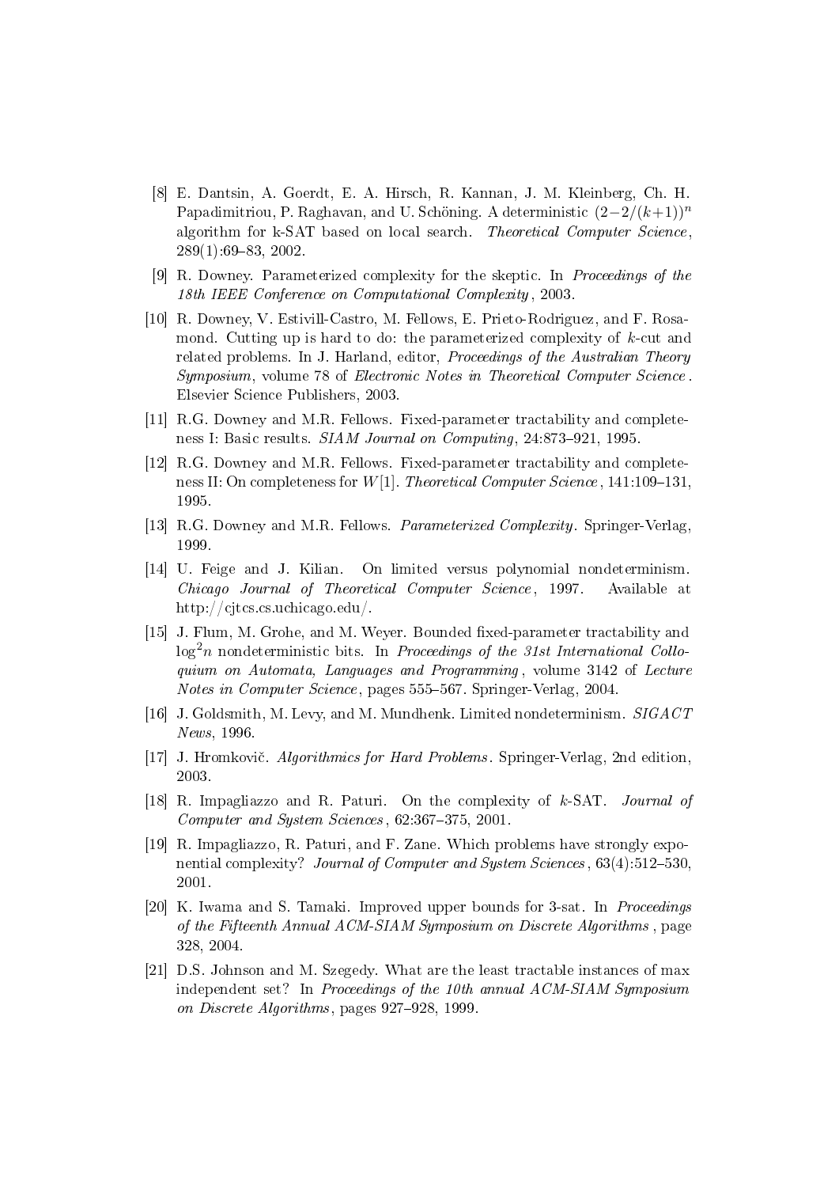[8] E. Dantsin, A. Goerdt, E. A. Hirsch, R. Kannan, J. M. Kleinberg, Ch. H. Papadimitriou, P. Raghavan, and U. Schöning. A deterministic $(2-2/(k+1))^n$ algorithm for k-SAT based on local search. *Theoretical Computer Science*, 289(1):69–83, 2002.

[9] R. Downey. Parameterized complexity for the skeptic. In *Proceedings of the 18th IEEE Conference on Computational Complexity*, 2003.

[10] R. Downey, V. Estivill-Castro, M. Fellows, E. Prieto-Rodriguez, and F. Rosamond. Cutting up is hard to do: the parameterized complexity of $k$-cut and related problems. In J. Harland, editor, *Proceedings of the Australian Theory Symposium*, volume 78 of *Electronic Notes in Theoretical Computer Science*. Elsevier Science Publishers, 2003.

[11] R.G. Downey and M.R. Fellows. Fixed-parameter tractability and completeness I: Basic results. *SIAM Journal on Computing*, 24:873–921, 1995.

[12] R.G. Downey and M.R. Fellows. Fixed-parameter tractability and completeness II: On completeness for $W[1]$. *Theoretical Computer Science*, 141:109–131, 1995.

[13] R.G. Downey and M.R. Fellows. *Parameterized Complexity*. Springer-Verlag, 1999.

[14] U. Feige and J. Kilian. On limited versus polynomial nondeterminism. *Chicago Journal of Theoretical Computer Science*, 1997. Available at http://cjtcs.cs.uchicago.edu/.

[15] J. Flum, M. Grohe, and M. Weyer. Bounded fixed-parameter tractability and $\log^2 n$ nondeterministic bits. In *Proceedings of the 31st International Colloquium on Automata, Languages and Programming*, volume 3142 of *Lecture Notes in Computer Science*, pages 555–567. Springer-Verlag, 2004.

[16] J. Goldsmith, M. Levy, and M. Mundhenk. Limited nondeterminism. *SIGACT News*, 1996.

[17] J. Hromkovič. *Algorithmics for Hard Problems*. Springer-Verlag, 2nd edition, 2003.

[18] R. Impagliazzo and R. Paturi. On the complexity of $k$-SAT. *Journal of Computer and System Sciences*, 62:367–375, 2001.

[19] R. Impagliazzo, R. Paturi, and F. Zane. Which problems have strongly exponential complexity? *Journal of Computer and System Sciences*, 63(4):512–530, 2001.

[20] K. Iwama and S. Tamaki. Improved upper bounds for 3-sat. In *Proceedings of the Fifteenth Annual ACM-SIAM Symposium on Discrete Algorithms*, page 328, 2004.

[21] D.S. Johnson and M. Szegedy. What are the least tractable instances of max independent set? In *Proceedings of the 10th annual ACM-SIAM Symposium on Discrete Algorithms*, pages 927–928, 1999.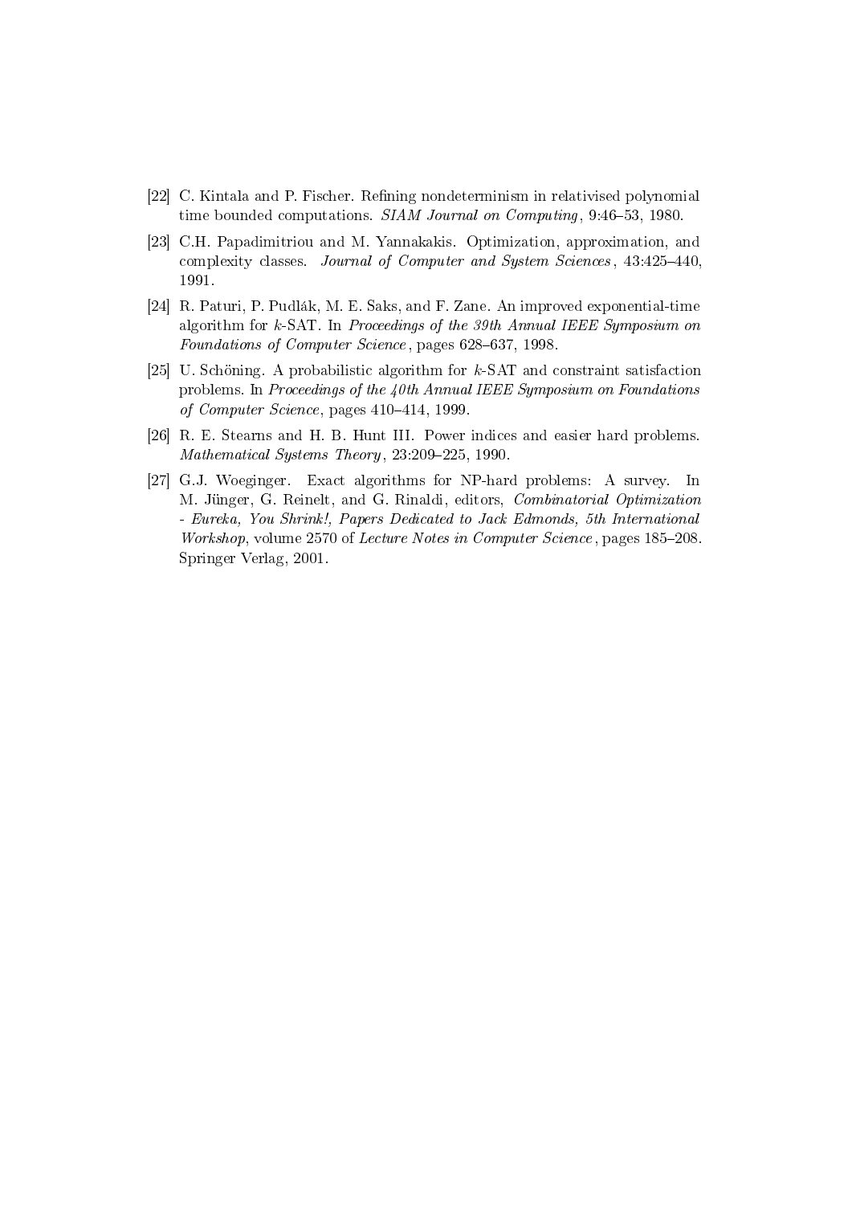[22] C. Kintala and P. Fischer. Refining nondeterminism in relativised polynomial time bounded computations. *SIAM Journal on Computing*, 9:46–53, 1980.

[23] C.H. Papadimitriou and M. Yannakakis. Optimization, approximation, and complexity classes. *Journal of Computer and System Sciences*, 43:425–440, 1991.

[24] R. Paturi, P. Pudlák, M. E. Saks, and F. Zane. An improved exponential-time algorithm for $k$-SAT. In *Proceedings of the 39th Annual IEEE Symposium on Foundations of Computer Science*, pages 628–637, 1998.

[25] U. Schöning. A probabilistic algorithm for $k$-SAT and constraint satisfaction problems. In *Proceedings of the 40th Annual IEEE Symposium on Foundations of Computer Science*, pages 410–414, 1999.

[26] R. E. Stearns and H. B. Hunt III. Power indices and easier hard problems. *Mathematical Systems Theory*, 23:209–225, 1990.

[27] G.J. Woeginger. Exact algorithms for NP-hard problems: A survey. In M. Jünger, G. Reinelt, and G. Rinaldi, editors, *Combinatorial Optimization - Eureka, You Shrink!, Papers Dedicated to Jack Edmonds, 5th International Workshop*, volume 2570 of *Lecture Notes in Computer Science*, pages 185–208. Springer Verlag, 2001.